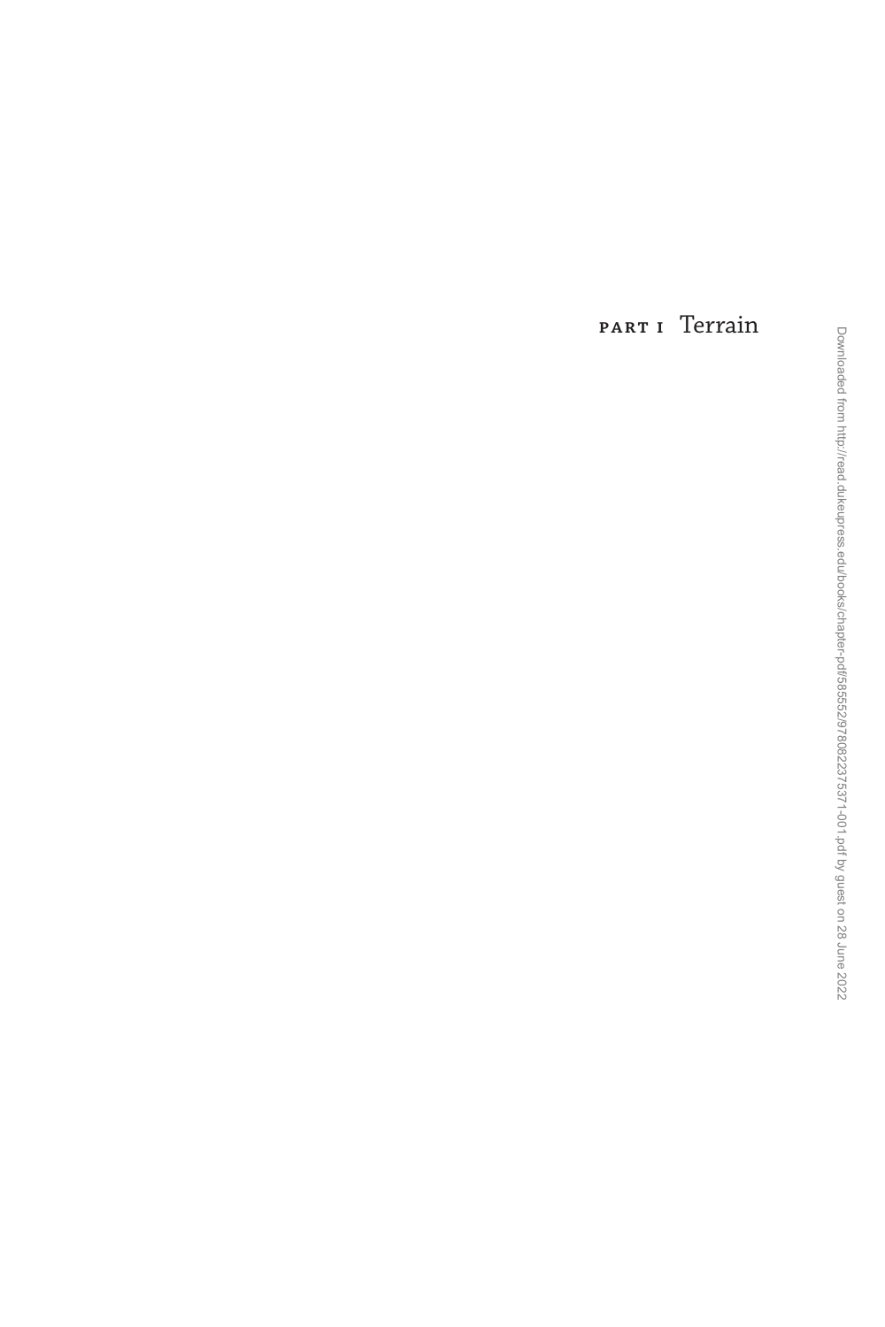# PART I Terrain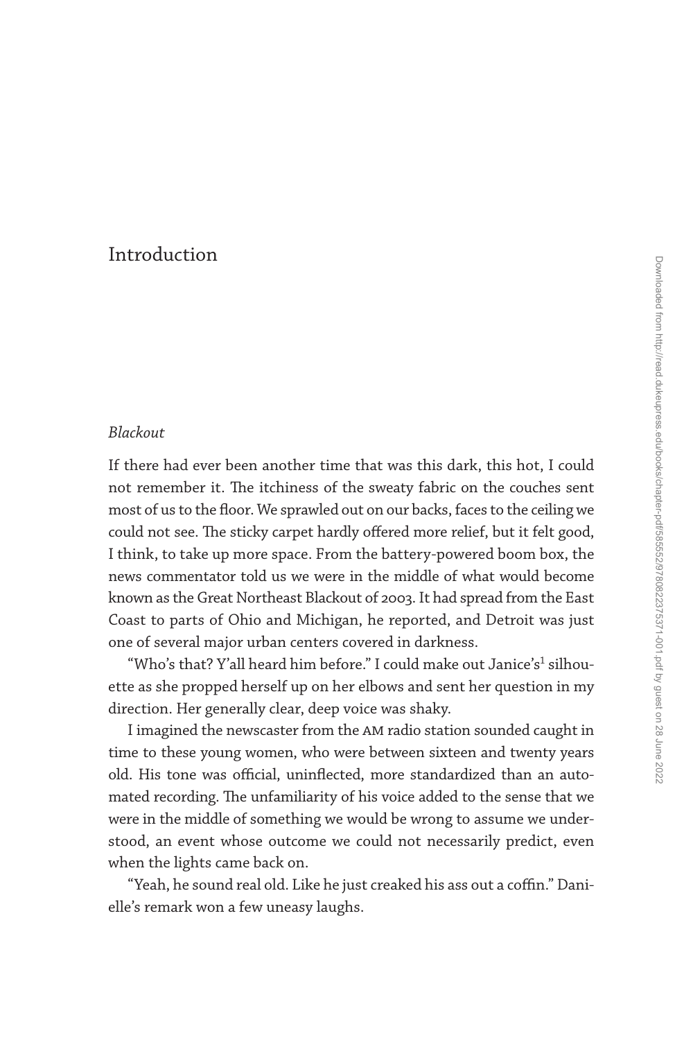# Introduction

## *Blackout*

If there had ever been another time that was this dark, this hot, I could not remember it. The itchiness of the sweaty fabric on the couches sent most of us to the floor. We sprawled out on our backs, faces to the ceiling we could not see. The sticky carpet hardly offered more relief, but it felt good, I think, to take up more space. From the battery-powered boom box, the news commentator told us we were in the middle of what would become known as the Great Northeast Blackout of 2003. It had spread from the East Coast to parts of Ohio and Michigan, he reported, and Detroit was just one of several major urban centers covered in darkness.

"Who's that? Y'all heard him before." I could make out Janice's[1] silhouette as she propped herself up on her elbows and sent her question in my direction. Her generally clear, deep voice was shaky.

I imagined the newscaster from the AM radio station sounded caught in time to these young women, who were between sixteen and twenty years old. His tone was official, uninflected, more standardized than an automated recording. The unfamiliarity of his voice added to the sense that we were in the middle of something we would be wrong to assume we understood, an event whose outcome we could not necessarily predict, even when the lights came back on.

"Yeah, he sound real old. Like he just creaked his ass out a coffin." Danielle's remark won a few uneasy laughs.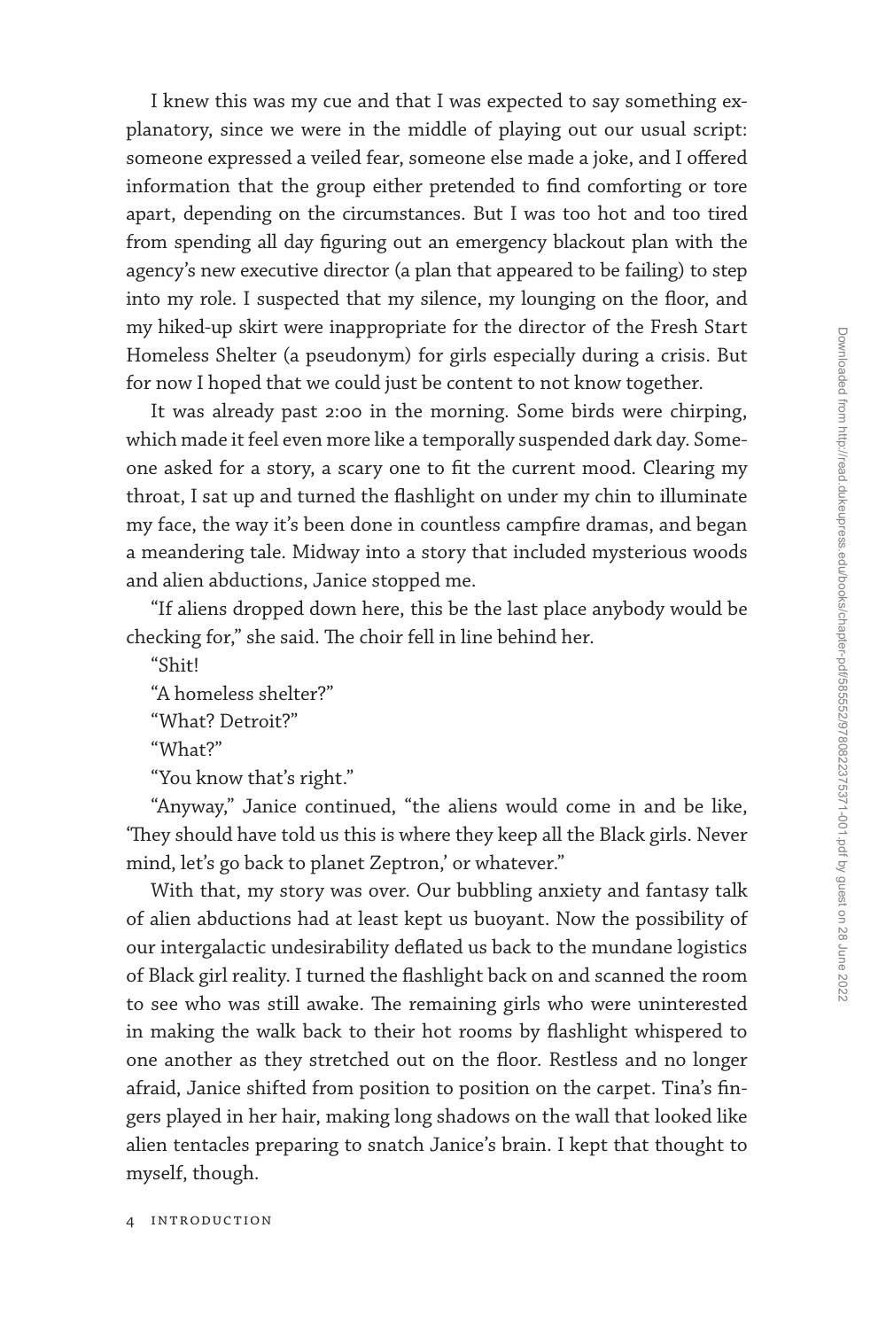I knew this was my cue and that I was expected to say something explanatory, since we were in the middle of playing out our usual script: someone expressed a veiled fear, someone else made a joke, and I offered information that the group either pretended to find comforting or tore apart, depending on the circumstances. But I was too hot and too tired from spending all day figuring out an emergency blackout plan with the agency's new executive director (a plan that appeared to be failing) to step into my role. I suspected that my silence, my lounging on the floor, and my hiked-up skirt were inappropriate for the director of the Fresh Start Homeless Shelter (a pseudonym) for girls especially during a crisis. But for now I hoped that we could just be content to not know together.

It was already past 2:00 in the morning. Some birds were chirping, which made it feel even more like a temporally suspended dark day. Someone asked for a story, a scary one to fit the current mood. Clearing my throat, I sat up and turned the flashlight on under my chin to illuminate my face, the way it's been done in countless campfire dramas, and began a meandering tale. Midway into a story that included mysterious woods and alien abductions, Janice stopped me.

"If aliens dropped down here, this be the last place anybody would be checking for," she said. The choir fell in line behind her.

"Shit!

"A homeless shelter?"

"What? Detroit?"

"What?"

"You know that's right."

"Anyway," Janice continued, "the aliens would come in and be like, 'They should have told us this is where they keep all the Black girls. Never mind, let's go back to planet Zeptron,' or whatever."

With that, my story was over. Our bubbling anxiety and fantasy talk of alien abductions had at least kept us buoyant. Now the possibility of our intergalactic undesirability deflated us back to the mundane logistics of Black girl reality. I turned the flashlight back on and scanned the room to see who was still awake. The remaining girls who were uninterested in making the walk back to their hot rooms by flashlight whispered to one another as they stretched out on the floor. Restless and no longer afraid, Janice shifted from position to position on the carpet. Tina's fingers played in her hair, making long shadows on the wall that looked like alien tentacles preparing to snatch Janice's brain. I kept that thought to myself, though.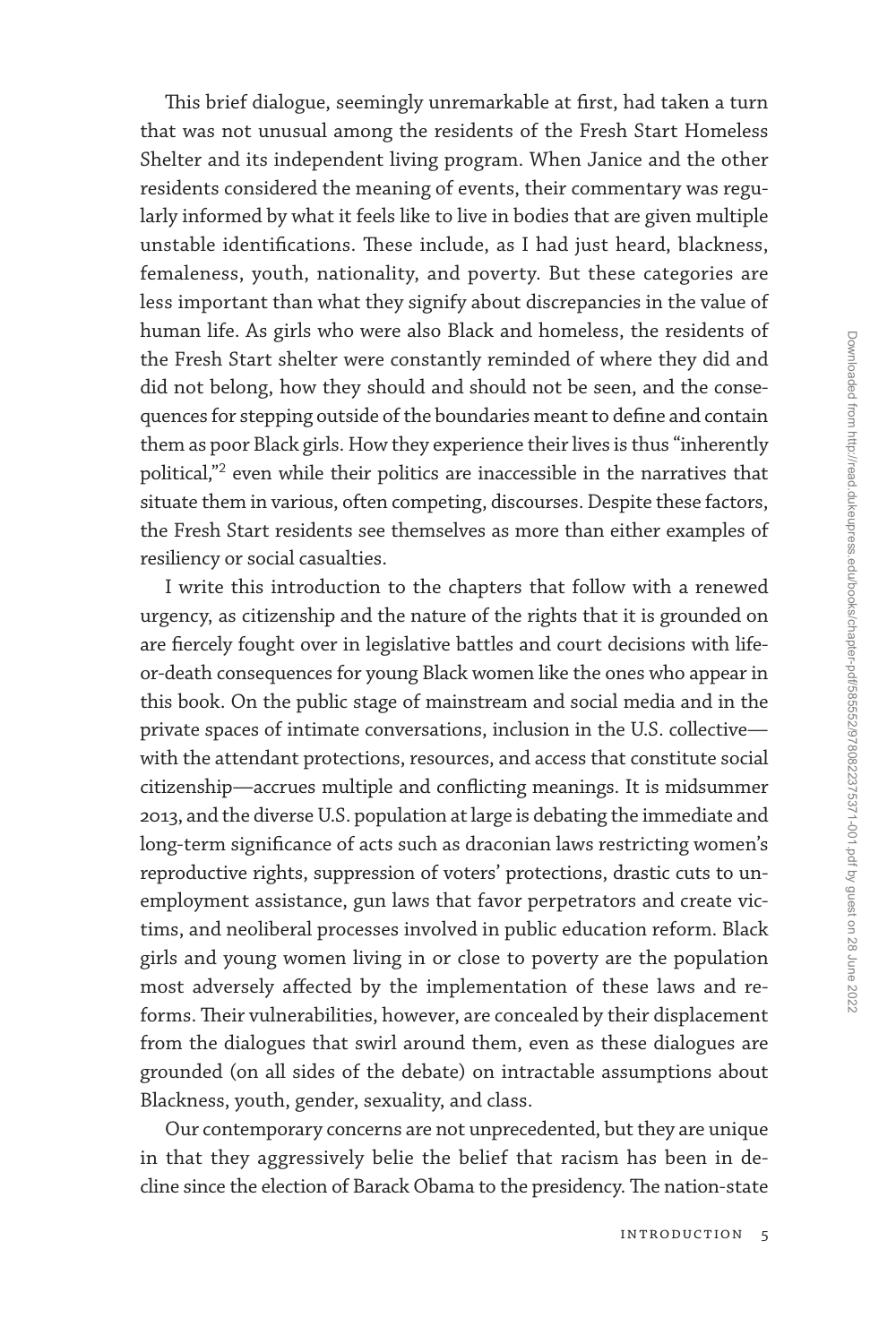This brief dialogue, seemingly unremarkable at first, had taken a turn that was not unusual among the residents of the Fresh Start Homeless Shelter and its independent living program. When Janice and the other residents considered the meaning of events, their commentary was regularly informed by what it feels like to live in bodies that are given multiple unstable identifications. These include, as I had just heard, blackness, femaleness, youth, nationality, and poverty. But these categories are less important than what they signify about discrepancies in the value of human life. As girls who were also Black and homeless, the residents of the Fresh Start shelter were constantly reminded of where they did and did not belong, how they should and should not be seen, and the consequences for stepping outside of the boundaries meant to define and contain them as poor Black girls. How they experience their lives is thus "inherently political,"[2] even while their politics are inaccessible in the narratives that situate them in various, often competing, discourses. Despite these factors, the Fresh Start residents see themselves as more than either examples of resiliency or social casualties.

I write this introduction to the chapters that follow with a renewed urgency, as citizenship and the nature of the rights that it is grounded on are fiercely fought over in legislative battles and court decisions with life-or-death consequences for young Black women like the ones who appear in this book. On the public stage of mainstream and social media and in the private spaces of intimate conversations, inclusion in the U.S. collective—with the attendant protections, resources, and access that constitute social citizenship—accrues multiple and conflicting meanings. It is midsummer 2013, and the diverse U.S. population at large is debating the immediate and long-term significance of acts such as draconian laws restricting women's reproductive rights, suppression of voters' protections, drastic cuts to unemployment assistance, gun laws that favor perpetrators and create victims, and neoliberal processes involved in public education reform. Black girls and young women living in or close to poverty are the population most adversely affected by the implementation of these laws and reforms. Their vulnerabilities, however, are concealed by their displacement from the dialogues that swirl around them, even as these dialogues are grounded (on all sides of the debate) on intractable assumptions about Blackness, youth, gender, sexuality, and class.

Our contemporary concerns are not unprecedented, but they are unique in that they aggressively belie the belief that racism has been in decline since the election of Barack Obama to the presidency. The nation-state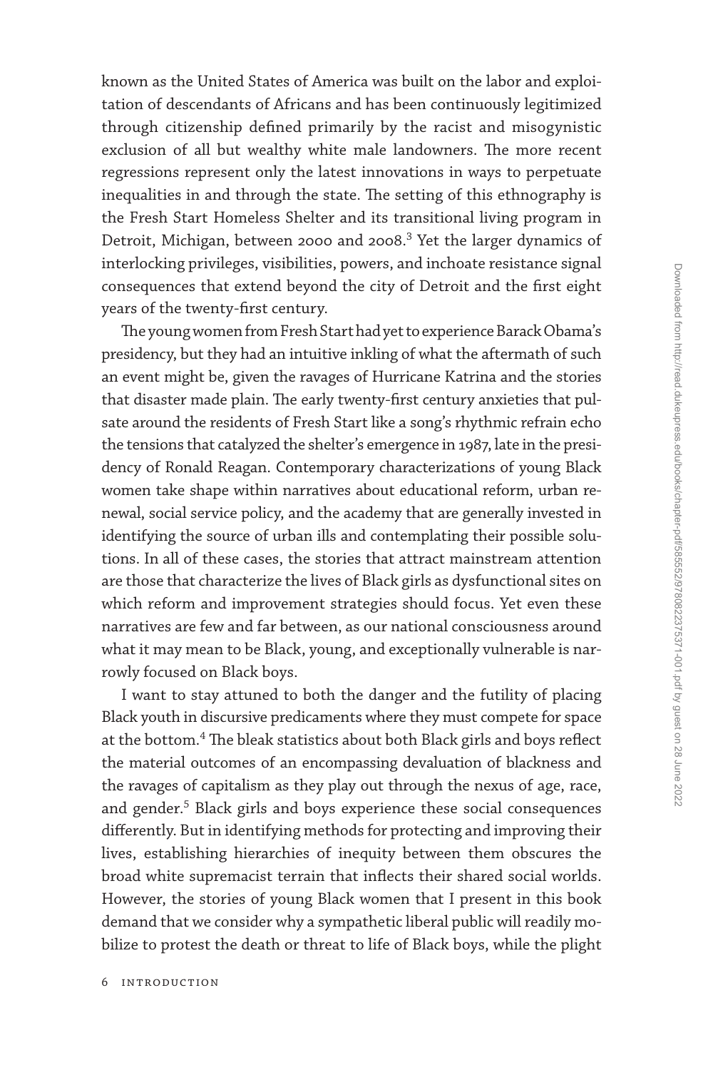known as the United States of America was built on the labor and exploitation of descendants of Africans and has been continuously legitimized through citizenship defined primarily by the racist and misogynistic exclusion of all but wealthy white male landowners. The more recent regressions represent only the latest innovations in ways to perpetuate inequalities in and through the state. The setting of this ethnography is the Fresh Start Homeless Shelter and its transitional living program in Detroit, Michigan, between 2000 and 2008.[3] Yet the larger dynamics of interlocking privileges, visibilities, powers, and inchoate resistance signal consequences that extend beyond the city of Detroit and the first eight years of the twenty-first century.

The young women from Fresh Start had yet to experience Barack Obama's presidency, but they had an intuitive inkling of what the aftermath of such an event might be, given the ravages of Hurricane Katrina and the stories that disaster made plain. The early twenty-first century anxieties that pulsate around the residents of Fresh Start like a song's rhythmic refrain echo the tensions that catalyzed the shelter's emergence in 1987, late in the presidency of Ronald Reagan. Contemporary characterizations of young Black women take shape within narratives about educational reform, urban renewal, social service policy, and the academy that are generally invested in identifying the source of urban ills and contemplating their possible solutions. In all of these cases, the stories that attract mainstream attention are those that characterize the lives of Black girls as dysfunctional sites on which reform and improvement strategies should focus. Yet even these narratives are few and far between, as our national consciousness around what it may mean to be Black, young, and exceptionally vulnerable is narrowly focused on Black boys.

I want to stay attuned to both the danger and the futility of placing Black youth in discursive predicaments where they must compete for space at the bottom.[4] The bleak statistics about both Black girls and boys reflect the material outcomes of an encompassing devaluation of blackness and the ravages of capitalism as they play out through the nexus of age, race, and gender.[5] Black girls and boys experience these social consequences differently. But in identifying methods for protecting and improving their lives, establishing hierarchies of inequity between them obscures the broad white supremacist terrain that inflects their shared social worlds. However, the stories of young Black women that I present in this book demand that we consider why a sympathetic liberal public will readily mobilize to protest the death or threat to life of Black boys, while the plight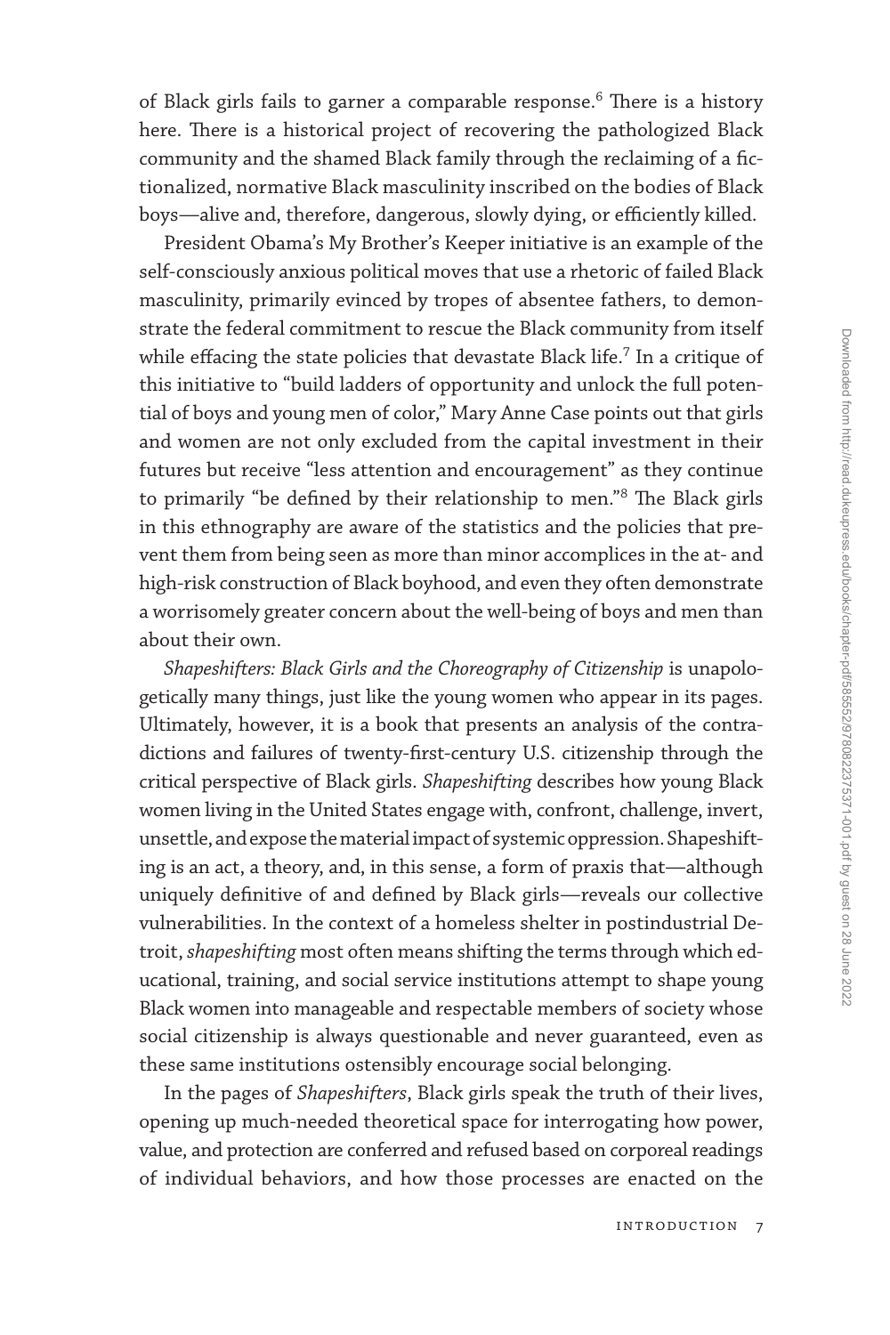of Black girls fails to garner a comparable response.[6] There is a history here. There is a historical project of recovering the pathologized Black community and the shamed Black family through the reclaiming of a fictionalized, normative Black masculinity inscribed on the bodies of Black boys—alive and, therefore, dangerous, slowly dying, or efficiently killed.

President Obama's My Brother's Keeper initiative is an example of the self-consciously anxious political moves that use a rhetoric of failed Black masculinity, primarily evinced by tropes of absentee fathers, to demonstrate the federal commitment to rescue the Black community from itself while effacing the state policies that devastate Black life.[7] In a critique of this initiative to "build ladders of opportunity and unlock the full potential of boys and young men of color," Mary Anne Case points out that girls and women are not only excluded from the capital investment in their futures but receive "less attention and encouragement" as they continue to primarily "be defined by their relationship to men."[8] The Black girls in this ethnography are aware of the statistics and the policies that prevent them from being seen as more than minor accomplices in the at- and high-risk construction of Black boyhood, and even they often demonstrate a worrisomely greater concern about the well-being of boys and men than about their own.

*Shapeshifters: Black Girls and the Choreography of Citizenship* is unapologetically many things, just like the young women who appear in its pages. Ultimately, however, it is a book that presents an analysis of the contradictions and failures of twenty-first-century U.S. citizenship through the critical perspective of Black girls. *Shapeshifting* describes how young Black women living in the United States engage with, confront, challenge, invert, unsettle, and expose the material impact of systemic oppression. Shapeshifting is an act, a theory, and, in this sense, a form of praxis that—although uniquely definitive of and defined by Black girls—reveals our collective vulnerabilities. In the context of a homeless shelter in postindustrial Detroit, *shapeshifting* most often means shifting the terms through which educational, training, and social service institutions attempt to shape young Black women into manageable and respectable members of society whose social citizenship is always questionable and never guaranteed, even as these same institutions ostensibly encourage social belonging.

In the pages of *Shapeshifters*, Black girls speak the truth of their lives, opening up much-needed theoretical space for interrogating how power, value, and protection are conferred and refused based on corporeal readings of individual behaviors, and how those processes are enacted on the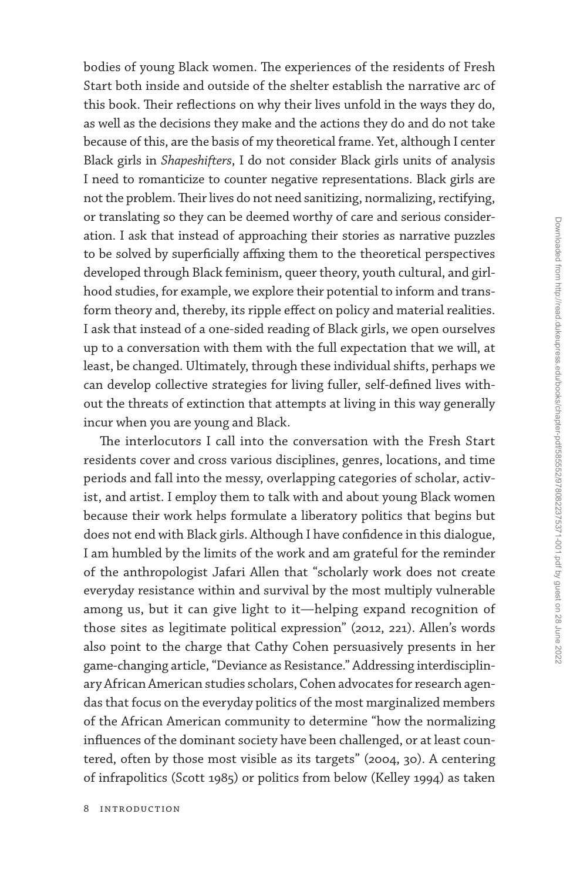bodies of young Black women. The experiences of the residents of Fresh Start both inside and outside of the shelter establish the narrative arc of this book. Their reflections on why their lives unfold in the ways they do, as well as the decisions they make and the actions they do and do not take because of this, are the basis of my theoretical frame. Yet, although I center Black girls in *Shapeshifters*, I do not consider Black girls units of analysis I need to romanticize to counter negative representations. Black girls are not the problem. Their lives do not need sanitizing, normalizing, rectifying, or translating so they can be deemed worthy of care and serious consideration. I ask that instead of approaching their stories as narrative puzzles to be solved by superficially affixing them to the theoretical perspectives developed through Black feminism, queer theory, youth cultural, and girlhood studies, for example, we explore their potential to inform and transform theory and, thereby, its ripple effect on policy and material realities. I ask that instead of a one-sided reading of Black girls, we open ourselves up to a conversation with them with the full expectation that we will, at least, be changed. Ultimately, through these individual shifts, perhaps we can develop collective strategies for living fuller, self-defined lives without the threats of extinction that attempts at living in this way generally incur when you are young and Black.

The interlocutors I call into the conversation with the Fresh Start residents cover and cross various disciplines, genres, locations, and time periods and fall into the messy, overlapping categories of scholar, activist, and artist. I employ them to talk with and about young Black women because their work helps formulate a liberatory politics that begins but does not end with Black girls. Although I have confidence in this dialogue, I am humbled by the limits of the work and am grateful for the reminder of the anthropologist Jafari Allen that "scholarly work does not create everyday resistance within and survival by the most multiply vulnerable among us, but it can give light to it—helping expand recognition of those sites as legitimate political expression" (2012, 221). Allen's words also point to the charge that Cathy Cohen persuasively presents in her game-changing article, "Deviance as Resistance." Addressing interdisciplinary African American studies scholars, Cohen advocates for research agendas that focus on the everyday politics of the most marginalized members of the African American community to determine "how the normalizing influences of the dominant society have been challenged, or at least countered, often by those most visible as its targets" (2004, 30). A centering of infrapolitics (Scott 1985) or politics from below (Kelley 1994) as taken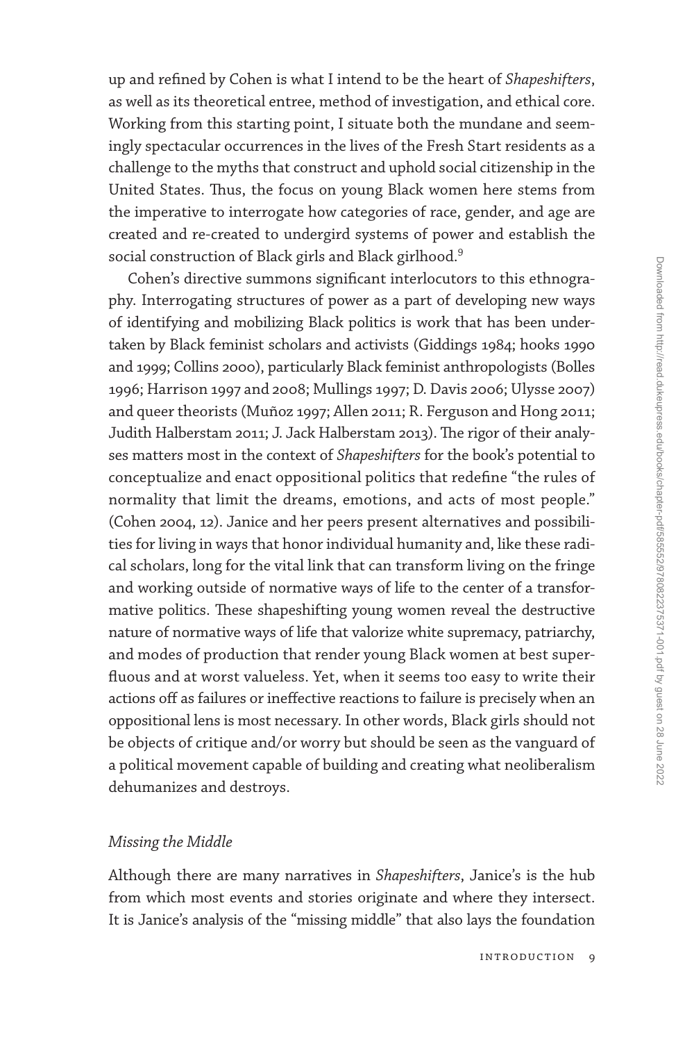up and refined by Cohen is what I intend to be the heart of *Shapeshifters*, as well as its theoretical entree, method of investigation, and ethical core. Working from this starting point, I situate both the mundane and seemingly spectacular occurrences in the lives of the Fresh Start residents as a challenge to the myths that construct and uphold social citizenship in the United States. Thus, the focus on young Black women here stems from the imperative to interrogate how categories of race, gender, and age are created and re-created to undergird systems of power and establish the social construction of Black girls and Black girlhood.[9]

Cohen's directive summons significant interlocutors to this ethnography. Interrogating structures of power as a part of developing new ways of identifying and mobilizing Black politics is work that has been undertaken by Black feminist scholars and activists (Giddings 1984; hooks 1990 and 1999; Collins 2000), particularly Black feminist anthropologists (Bolles 1996; Harrison 1997 and 2008; Mullings 1997; D. Davis 2006; Ulysse 2007) and queer theorists (Muñoz 1997; Allen 2011; R. Ferguson and Hong 2011; Judith Halberstam 2011; J. Jack Halberstam 2013). The rigor of their analyses matters most in the context of *Shapeshifters* for the book's potential to conceptualize and enact oppositional politics that redefine "the rules of normality that limit the dreams, emotions, and acts of most people." (Cohen 2004, 12). Janice and her peers present alternatives and possibilities for living in ways that honor individual humanity and, like these radical scholars, long for the vital link that can transform living on the fringe and working outside of normative ways of life to the center of a transformative politics. These shapeshifting young women reveal the destructive nature of normative ways of life that valorize white supremacy, patriarchy, and modes of production that render young Black women at best superfluous and at worst valueless. Yet, when it seems too easy to write their actions off as failures or ineffective reactions to failure is precisely when an oppositional lens is most necessary. In other words, Black girls should not be objects of critique and/or worry but should be seen as the vanguard of a political movement capable of building and creating what neoliberalism dehumanizes and destroys.

### *Missing the Middle*

Although there are many narratives in *Shapeshifters*, Janice's is the hub from which most events and stories originate and where they intersect. It is Janice's analysis of the "missing middle" that also lays the foundation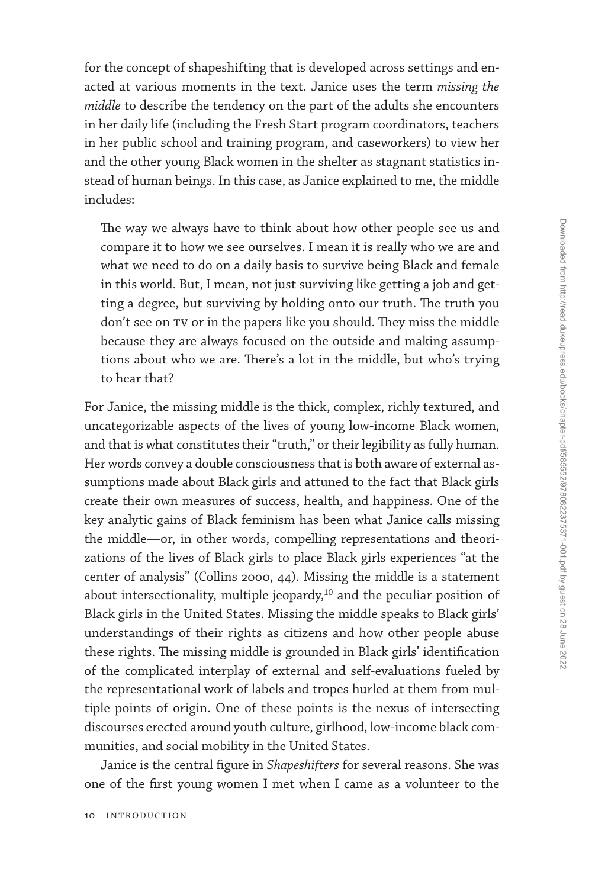for the concept of shapeshifting that is developed across settings and enacted at various moments in the text. Janice uses the term *missing the middle* to describe the tendency on the part of the adults she encounters in her daily life (including the Fresh Start program coordinators, teachers in her public school and training program, and caseworkers) to view her and the other young Black women in the shelter as stagnant statistics instead of human beings. In this case, as Janice explained to me, the middle includes:

> The way we always have to think about how other people see us and compare it to how we see ourselves. I mean it is really who we are and what we need to do on a daily basis to survive being Black and female in this world. But, I mean, not just surviving like getting a job and getting a degree, but surviving by holding onto our truth. The truth you don't see on TV or in the papers like you should. They miss the middle because they are always focused on the outside and making assumptions about who we are. There's a lot in the middle, but who's trying to hear that?

For Janice, the missing middle is the thick, complex, richly textured, and uncategorizable aspects of the lives of young low-income Black women, and that is what constitutes their "truth," or their legibility as fully human. Her words convey a double consciousness that is both aware of external assumptions made about Black girls and attuned to the fact that Black girls create their own measures of success, health, and happiness. One of the key analytic gains of Black feminism has been what Janice calls missing the middle—or, in other words, compelling representations and theorizations of the lives of Black girls to place Black girls experiences "at the center of analysis" (Collins 2000, 44). Missing the middle is a statement about intersectionality, multiple jeopardy,[10] and the peculiar position of Black girls in the United States. Missing the middle speaks to Black girls' understandings of their rights as citizens and how other people abuse these rights. The missing middle is grounded in Black girls' identification of the complicated interplay of external and self-evaluations fueled by the representational work of labels and tropes hurled at them from multiple points of origin. One of these points is the nexus of intersecting discourses erected around youth culture, girlhood, low-income black communities, and social mobility in the United States.

Janice is the central figure in *Shapeshifters* for several reasons. She was one of the first young women I met when I came as a volunteer to the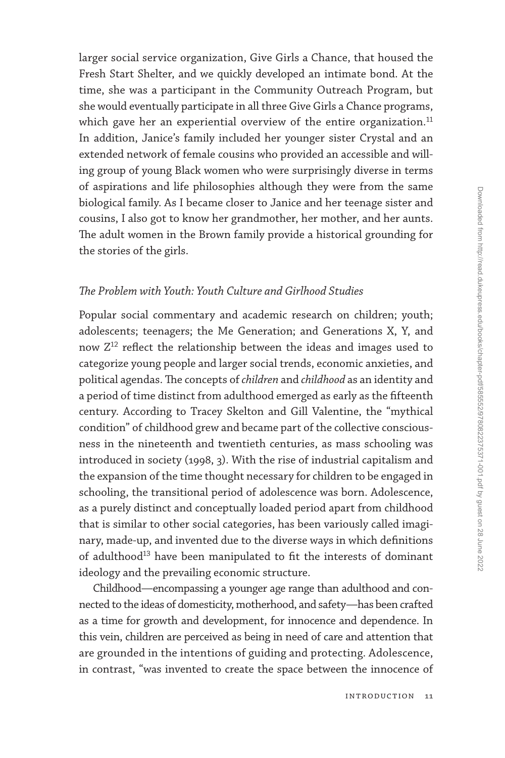larger social service organization, Give Girls a Chance, that housed the Fresh Start Shelter, and we quickly developed an intimate bond. At the time, she was a participant in the Community Outreach Program, but she would eventually participate in all three Give Girls a Chance programs, which gave her an experiential overview of the entire organization.[11] In addition, Janice's family included her younger sister Crystal and an extended network of female cousins who provided an accessible and willing group of young Black women who were surprisingly diverse in terms of aspirations and life philosophies although they were from the same biological family. As I became closer to Janice and her teenage sister and cousins, I also got to know her grandmother, her mother, and her aunts. The adult women in the Brown family provide a historical grounding for the stories of the girls.

### *The Problem with Youth: Youth Culture and Girlhood Studies*

Popular social commentary and academic research on children; youth; adolescents; teenagers; the Me Generation; and Generations X, Y, and now Z[12] reflect the relationship between the ideas and images used to categorize young people and larger social trends, economic anxieties, and political agendas. The concepts of *children* and *childhood* as an identity and a period of time distinct from adulthood emerged as early as the fifteenth century. According to Tracey Skelton and Gill Valentine, the "mythical condition" of childhood grew and became part of the collective consciousness in the nineteenth and twentieth centuries, as mass schooling was introduced in society (1998, 3). With the rise of industrial capitalism and the expansion of the time thought necessary for children to be engaged in schooling, the transitional period of adolescence was born. Adolescence, as a purely distinct and conceptually loaded period apart from childhood that is similar to other social categories, has been variously called imaginary, made-up, and invented due to the diverse ways in which definitions of adulthood[13] have been manipulated to fit the interests of dominant ideology and the prevailing economic structure.

Childhood—encompassing a younger age range than adulthood and connected to the ideas of domesticity, motherhood, and safety—has been crafted as a time for growth and development, for innocence and dependence. In this vein, children are perceived as being in need of care and attention that are grounded in the intentions of guiding and protecting. Adolescence, in contrast, "was invented to create the space between the innocence of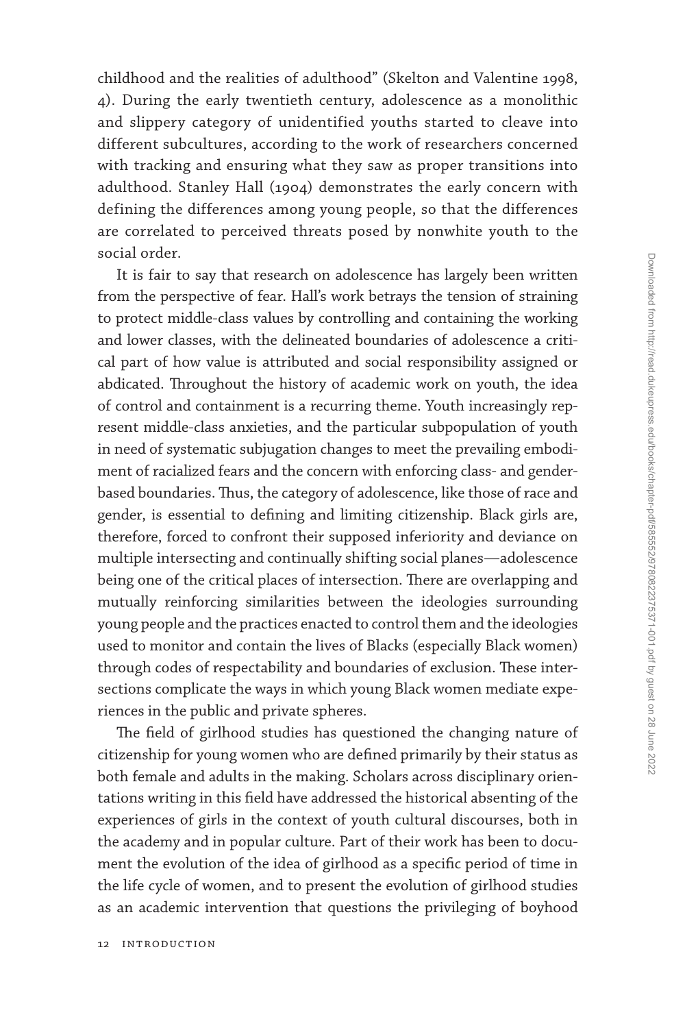childhood and the realities of adulthood" (Skelton and Valentine 1998, 4). During the early twentieth century, adolescence as a monolithic and slippery category of unidentified youths started to cleave into different subcultures, according to the work of researchers concerned with tracking and ensuring what they saw as proper transitions into adulthood. Stanley Hall (1904) demonstrates the early concern with defining the differences among young people, so that the differences are correlated to perceived threats posed by nonwhite youth to the social order.

It is fair to say that research on adolescence has largely been written from the perspective of fear. Hall's work betrays the tension of straining to protect middle-class values by controlling and containing the working and lower classes, with the delineated boundaries of adolescence a critical part of how value is attributed and social responsibility assigned or abdicated. Throughout the history of academic work on youth, the idea of control and containment is a recurring theme. Youth increasingly represent middle-class anxieties, and the particular subpopulation of youth in need of systematic subjugation changes to meet the prevailing embodiment of racialized fears and the concern with enforcing class- and gender-based boundaries. Thus, the category of adolescence, like those of race and gender, is essential to defining and limiting citizenship. Black girls are, therefore, forced to confront their supposed inferiority and deviance on multiple intersecting and continually shifting social planes—adolescence being one of the critical places of intersection. There are overlapping and mutually reinforcing similarities between the ideologies surrounding young people and the practices enacted to control them and the ideologies used to monitor and contain the lives of Blacks (especially Black women) through codes of respectability and boundaries of exclusion. These intersections complicate the ways in which young Black women mediate experiences in the public and private spheres.

The field of girlhood studies has questioned the changing nature of citizenship for young women who are defined primarily by their status as both female and adults in the making. Scholars across disciplinary orientations writing in this field have addressed the historical absenting of the experiences of girls in the context of youth cultural discourses, both in the academy and in popular culture. Part of their work has been to document the evolution of the idea of girlhood as a specific period of time in the life cycle of women, and to present the evolution of girlhood studies as an academic intervention that questions the privileging of boyhood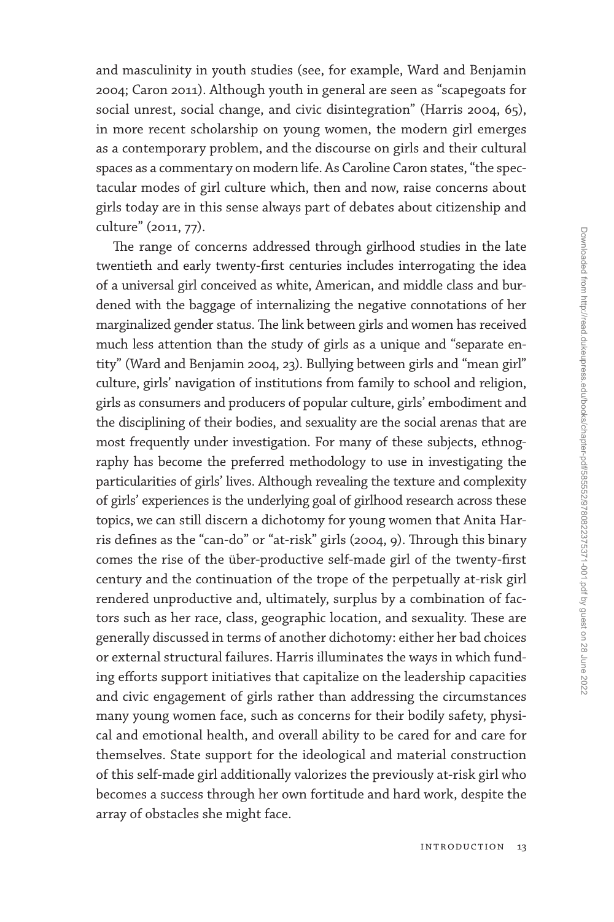and masculinity in youth studies (see, for example, Ward and Benjamin 2004; Caron 2011). Although youth in general are seen as "scapegoats for social unrest, social change, and civic disintegration" (Harris 2004, 65), in more recent scholarship on young women, the modern girl emerges as a contemporary problem, and the discourse on girls and their cultural spaces as a commentary on modern life. As Caroline Caron states, "the spectacular modes of girl culture which, then and now, raise concerns about girls today are in this sense always part of debates about citizenship and culture" (2011, 77).

The range of concerns addressed through girlhood studies in the late twentieth and early twenty-first centuries includes interrogating the idea of a universal girl conceived as white, American, and middle class and burdened with the baggage of internalizing the negative connotations of her marginalized gender status. The link between girls and women has received much less attention than the study of girls as a unique and "separate entity" (Ward and Benjamin 2004, 23). Bullying between girls and "mean girl" culture, girls' navigation of institutions from family to school and religion, girls as consumers and producers of popular culture, girls' embodiment and the disciplining of their bodies, and sexuality are the social arenas that are most frequently under investigation. For many of these subjects, ethnography has become the preferred methodology to use in investigating the particularities of girls' lives. Although revealing the texture and complexity of girls' experiences is the underlying goal of girlhood research across these topics, we can still discern a dichotomy for young women that Anita Harris defines as the "can-do" or "at-risk" girls (2004, 9). Through this binary comes the rise of the über-productive self-made girl of the twenty-first century and the continuation of the trope of the perpetually at-risk girl rendered unproductive and, ultimately, surplus by a combination of factors such as her race, class, geographic location, and sexuality. These are generally discussed in terms of another dichotomy: either her bad choices or external structural failures. Harris illuminates the ways in which funding efforts support initiatives that capitalize on the leadership capacities and civic engagement of girls rather than addressing the circumstances many young women face, such as concerns for their bodily safety, physical and emotional health, and overall ability to be cared for and care for themselves. State support for the ideological and material construction of this self-made girl additionally valorizes the previously at-risk girl who becomes a success through her own fortitude and hard work, despite the array of obstacles she might face.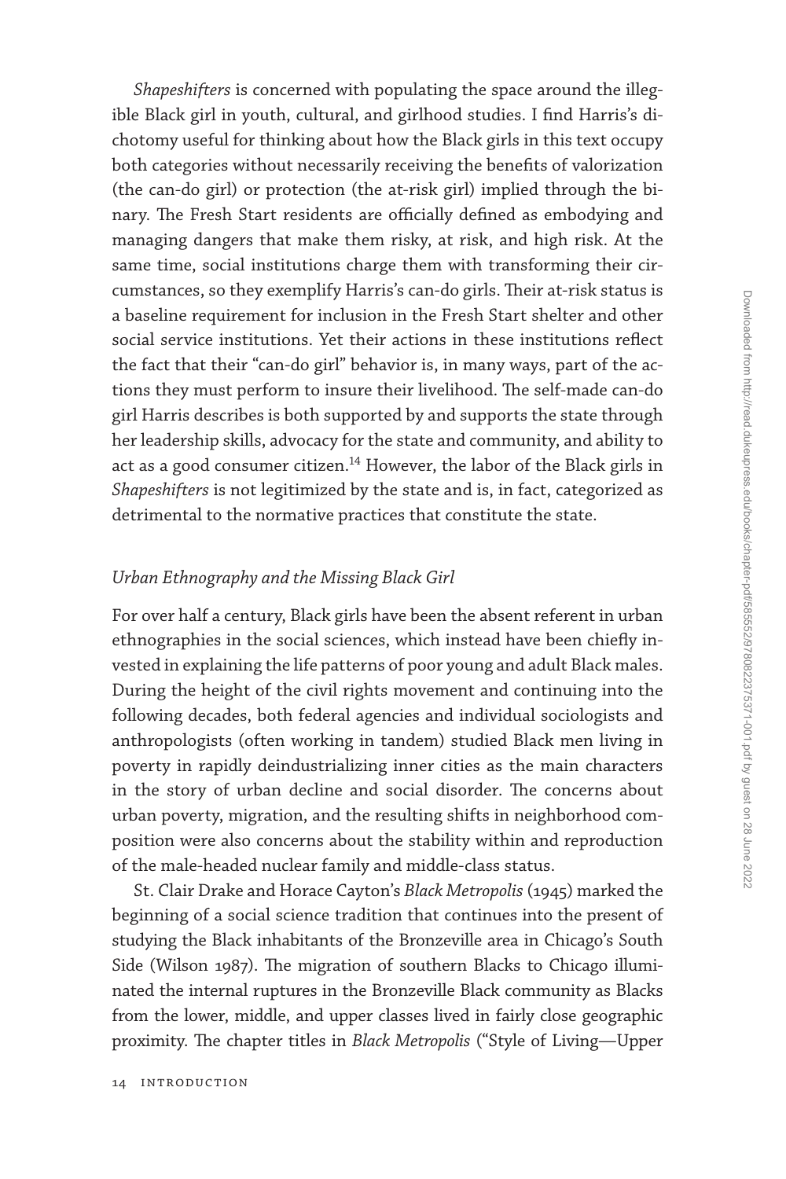*Shapeshifters* is concerned with populating the space around the illegible Black girl in youth, cultural, and girlhood studies. I find Harris's dichotomy useful for thinking about how the Black girls in this text occupy both categories without necessarily receiving the benefits of valorization (the can-do girl) or protection (the at-risk girl) implied through the binary. The Fresh Start residents are officially defined as embodying and managing dangers that make them risky, at risk, and high risk. At the same time, social institutions charge them with transforming their circumstances, so they exemplify Harris's can-do girls. Their at-risk status is a baseline requirement for inclusion in the Fresh Start shelter and other social service institutions. Yet their actions in these institutions reflect the fact that their "can-do girl" behavior is, in many ways, part of the actions they must perform to insure their livelihood. The self-made can-do girl Harris describes is both supported by and supports the state through her leadership skills, advocacy for the state and community, and ability to act as a good consumer citizen.[14] However, the labor of the Black girls in *Shapeshifters* is not legitimized by the state and is, in fact, categorized as detrimental to the normative practices that constitute the state.

### *Urban Ethnography and the Missing Black Girl*

For over half a century, Black girls have been the absent referent in urban ethnographies in the social sciences, which instead have been chiefly invested in explaining the life patterns of poor young and adult Black males. During the height of the civil rights movement and continuing into the following decades, both federal agencies and individual sociologists and anthropologists (often working in tandem) studied Black men living in poverty in rapidly deindustrializing inner cities as the main characters in the story of urban decline and social disorder. The concerns about urban poverty, migration, and the resulting shifts in neighborhood composition were also concerns about the stability within and reproduction of the male-headed nuclear family and middle-class status.

St. Clair Drake and Horace Cayton's *Black Metropolis* (1945) marked the beginning of a social science tradition that continues into the present of studying the Black inhabitants of the Bronzeville area in Chicago's South Side (Wilson 1987). The migration of southern Blacks to Chicago illuminated the internal ruptures in the Bronzeville Black community as Blacks from the lower, middle, and upper classes lived in fairly close geographic proximity. The chapter titles in *Black Metropolis* ("Style of Living—Upper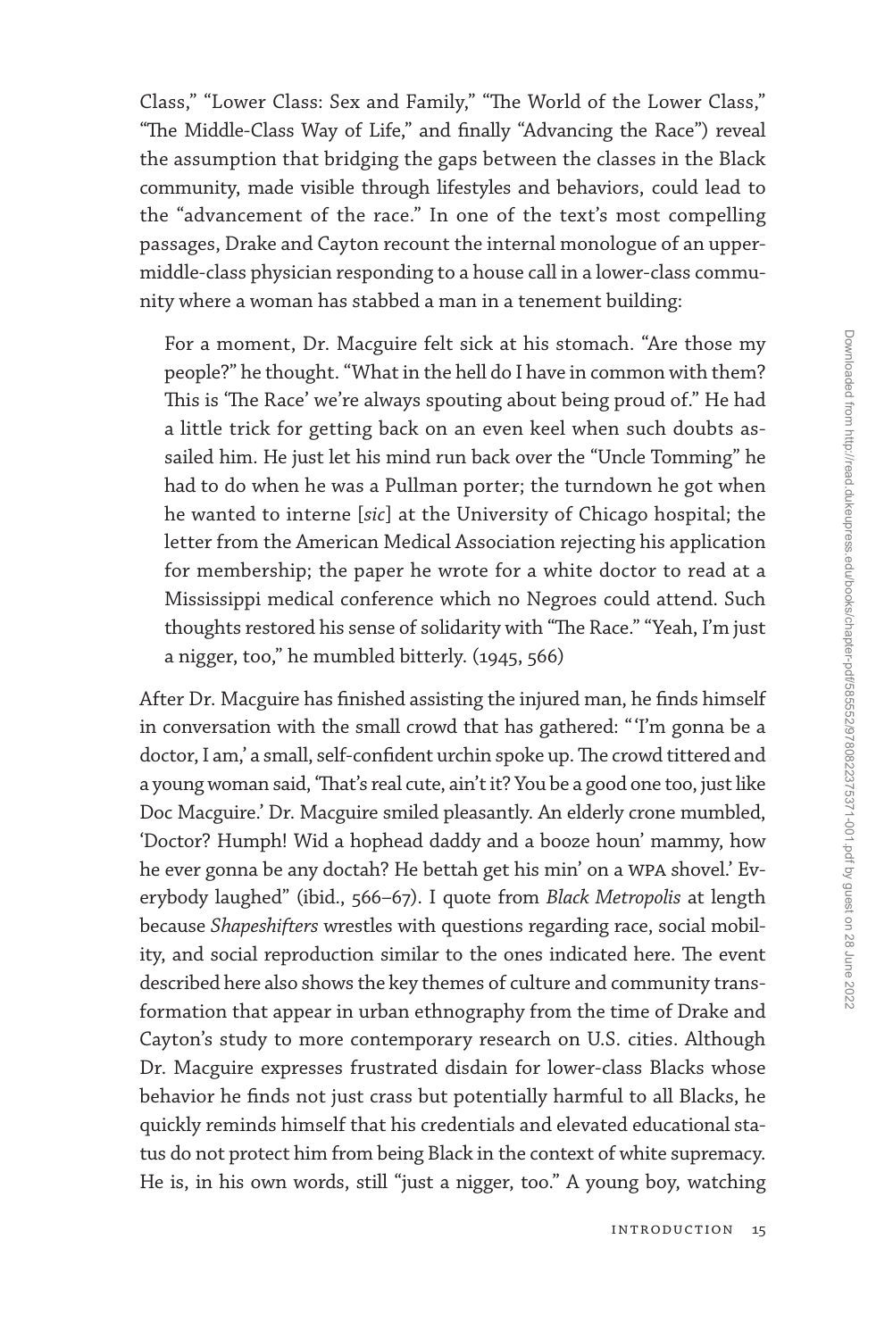Class," "Lower Class: Sex and Family," "The World of the Lower Class," "The Middle-Class Way of Life," and finally "Advancing the Race") reveal the assumption that bridging the gaps between the classes in the Black community, made visible through lifestyles and behaviors, could lead to the "advancement of the race." In one of the text's most compelling passages, Drake and Cayton recount the internal monologue of an upper-middle-class physician responding to a house call in a lower-class community where a woman has stabbed a man in a tenement building:

> For a moment, Dr. Macguire felt sick at his stomach. "Are those my people?" he thought. "What in the hell do I have in common with them? This is 'The Race' we're always spouting about being proud of." He had a little trick for getting back on an even keel when such doubts assailed him. He just let his mind run back over the "Uncle Tomming" he had to do when he was a Pullman porter; the turndown he got when he wanted to interne [*sic*] at the University of Chicago hospital; the letter from the American Medical Association rejecting his application for membership; the paper he wrote for a white doctor to read at a Mississippi medical conference which no Negroes could attend. Such thoughts restored his sense of solidarity with "The Race." "Yeah, I'm just a nigger, too," he mumbled bitterly. (1945, 566)

After Dr. Macguire has finished assisting the injured man, he finds himself in conversation with the small crowd that has gathered: "'I'm gonna be a doctor, I am,' a small, self-confident urchin spoke up. The crowd tittered and a young woman said, 'That's real cute, ain't it? You be a good one too, just like Doc Macguire.' Dr. Macguire smiled pleasantly. An elderly crone mumbled, 'Doctor? Humph! Wid a hophead daddy and a booze houn' mammy, how he ever gonna be any doctah? He bettah get his min' on a WPA shovel.' Everybody laughed" (ibid., 566–67). I quote from *Black Metropolis* at length because *Shapeshifters* wrestles with questions regarding race, social mobility, and social reproduction similar to the ones indicated here. The event described here also shows the key themes of culture and community transformation that appear in urban ethnography from the time of Drake and Cayton's study to more contemporary research on U.S. cities. Although Dr. Macguire expresses frustrated disdain for lower-class Blacks whose behavior he finds not just crass but potentially harmful to all Blacks, he quickly reminds himself that his credentials and elevated educational status do not protect him from being Black in the context of white supremacy. He is, in his own words, still "just a nigger, too." A young boy, watching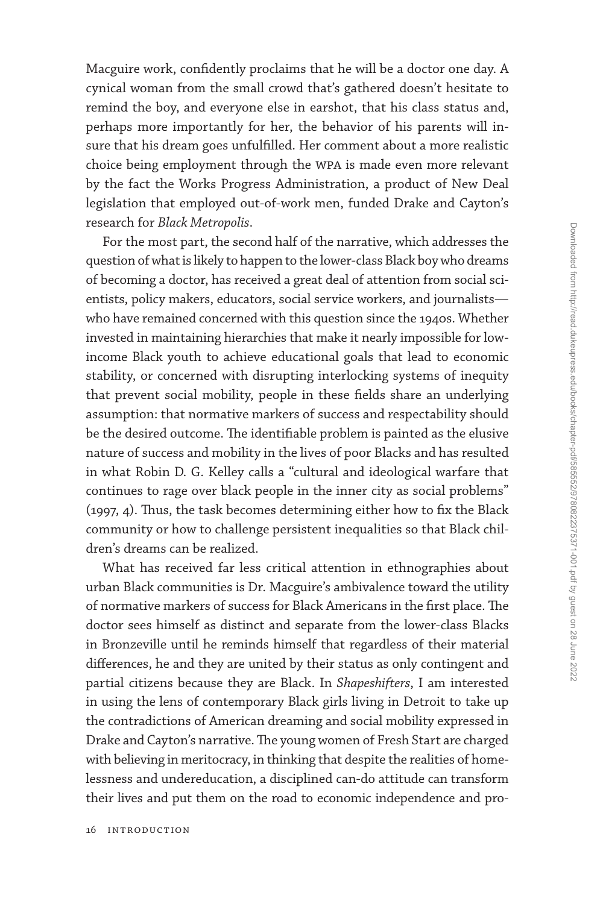Macguire work, confidently proclaims that he will be a doctor one day. A cynical woman from the small crowd that's gathered doesn't hesitate to remind the boy, and everyone else in earshot, that his class status and, perhaps more importantly for her, the behavior of his parents will insure that his dream goes unfulfilled. Her comment about a more realistic choice being employment through the WPA is made even more relevant by the fact the Works Progress Administration, a product of New Deal legislation that employed out-of-work men, funded Drake and Cayton's research for *Black Metropolis*.

For the most part, the second half of the narrative, which addresses the question of what is likely to happen to the lower-class Black boy who dreams of becoming a doctor, has received a great deal of attention from social scientists, policy makers, educators, social service workers, and journalists—who have remained concerned with this question since the 1940s. Whether invested in maintaining hierarchies that make it nearly impossible for low-income Black youth to achieve educational goals that lead to economic stability, or concerned with disrupting interlocking systems of inequity that prevent social mobility, people in these fields share an underlying assumption: that normative markers of success and respectability should be the desired outcome. The identifiable problem is painted as the elusive nature of success and mobility in the lives of poor Blacks and has resulted in what Robin D. G. Kelley calls a "cultural and ideological warfare that continues to rage over black people in the inner city as social problems" (1997, 4). Thus, the task becomes determining either how to fix the Black community or how to challenge persistent inequalities so that Black children's dreams can be realized.

What has received far less critical attention in ethnographies about urban Black communities is Dr. Macguire's ambivalence toward the utility of normative markers of success for Black Americans in the first place. The doctor sees himself as distinct and separate from the lower-class Blacks in Bronzeville until he reminds himself that regardless of their material differences, he and they are united by their status as only contingent and partial citizens because they are Black. In *Shapeshifters*, I am interested in using the lens of contemporary Black girls living in Detroit to take up the contradictions of American dreaming and social mobility expressed in Drake and Cayton's narrative. The young women of Fresh Start are charged with believing in meritocracy, in thinking that despite the realities of homelessness and undereducation, a disciplined can-do attitude can transform their lives and put them on the road to economic independence and pro-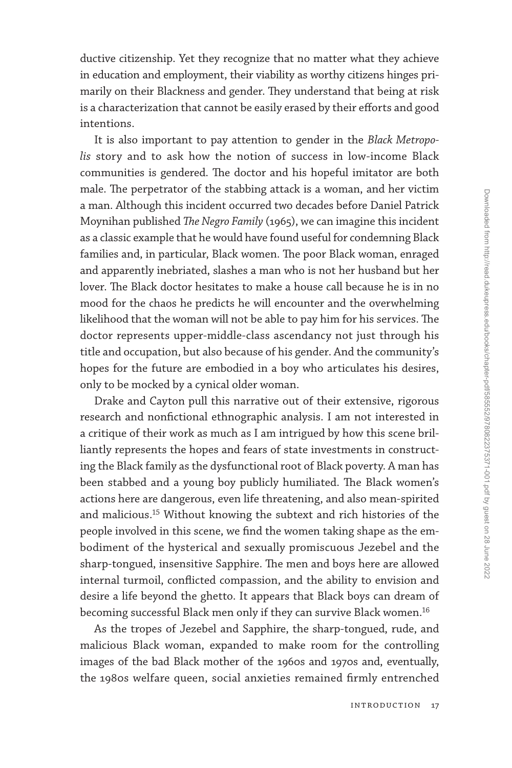ductive citizenship. Yet they recognize that no matter what they achieve in education and employment, their viability as worthy citizens hinges primarily on their Blackness and gender. They understand that being at risk is a characterization that cannot be easily erased by their efforts and good intentions.

It is also important to pay attention to gender in the *Black Metropolis* story and to ask how the notion of success in low-income Black communities is gendered. The doctor and his hopeful imitator are both male. The perpetrator of the stabbing attack is a woman, and her victim a man. Although this incident occurred two decades before Daniel Patrick Moynihan published *The Negro Family* (1965), we can imagine this incident as a classic example that he would have found useful for condemning Black families and, in particular, Black women. The poor Black woman, enraged and apparently inebriated, slashes a man who is not her husband but her lover. The Black doctor hesitates to make a house call because he is in no mood for the chaos he predicts he will encounter and the overwhelming likelihood that the woman will not be able to pay him for his services. The doctor represents upper-middle-class ascendancy not just through his title and occupation, but also because of his gender. And the community's hopes for the future are embodied in a boy who articulates his desires, only to be mocked by a cynical older woman.

Drake and Cayton pull this narrative out of their extensive, rigorous research and nonfictional ethnographic analysis. I am not interested in a critique of their work as much as I am intrigued by how this scene brilliantly represents the hopes and fears of state investments in constructing the Black family as the dysfunctional root of Black poverty. A man has been stabbed and a young boy publicly humiliated. The Black women's actions here are dangerous, even life threatening, and also mean-spirited and malicious.[15] Without knowing the subtext and rich histories of the people involved in this scene, we find the women taking shape as the embodiment of the hysterical and sexually promiscuous Jezebel and the sharp-tongued, insensitive Sapphire. The men and boys here are allowed internal turmoil, conflicted compassion, and the ability to envision and desire a life beyond the ghetto. It appears that Black boys can dream of becoming successful Black men only if they can survive Black women.[16]

As the tropes of Jezebel and Sapphire, the sharp-tongued, rude, and malicious Black woman, expanded to make room for the controlling images of the bad Black mother of the 1960s and 1970s and, eventually, the 1980s welfare queen, social anxieties remained firmly entrenched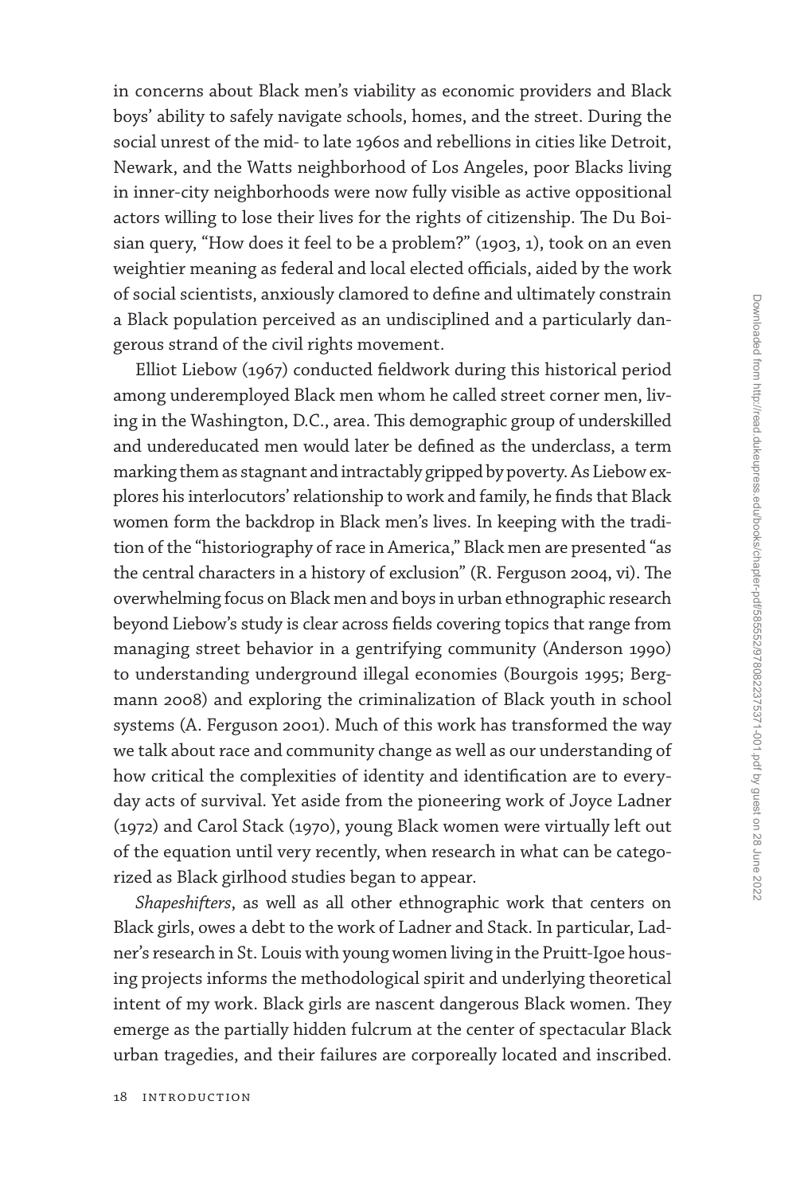in concerns about Black men's viability as economic providers and Black boys' ability to safely navigate schools, homes, and the street. During the social unrest of the mid- to late 1960s and rebellions in cities like Detroit, Newark, and the Watts neighborhood of Los Angeles, poor Blacks living in inner-city neighborhoods were now fully visible as active oppositional actors willing to lose their lives for the rights of citizenship. The Du Boisian query, "How does it feel to be a problem?" (1903, 1), took on an even weightier meaning as federal and local elected officials, aided by the work of social scientists, anxiously clamored to define and ultimately constrain a Black population perceived as an undisciplined and a particularly dangerous strand of the civil rights movement.

Elliot Liebow (1967) conducted fieldwork during this historical period among underemployed Black men whom he called street corner men, living in the Washington, D.C., area. This demographic group of underskilled and undereducated men would later be defined as the underclass, a term marking them as stagnant and intractably gripped by poverty. As Liebow explores his interlocutors' relationship to work and family, he finds that Black women form the backdrop in Black men's lives. In keeping with the tradition of the "historiography of race in America," Black men are presented "as the central characters in a history of exclusion" (R. Ferguson 2004, vi). The overwhelming focus on Black men and boys in urban ethnographic research beyond Liebow's study is clear across fields covering topics that range from managing street behavior in a gentrifying community (Anderson 1990) to understanding underground illegal economies (Bourgois 1995; Bergmann 2008) and exploring the criminalization of Black youth in school systems (A. Ferguson 2001). Much of this work has transformed the way we talk about race and community change as well as our understanding of how critical the complexities of identity and identification are to everyday acts of survival. Yet aside from the pioneering work of Joyce Ladner (1972) and Carol Stack (1970), young Black women were virtually left out of the equation until very recently, when research in what can be categorized as Black girlhood studies began to appear.

*Shapeshifters*, as well as all other ethnographic work that centers on Black girls, owes a debt to the work of Ladner and Stack. In particular, Ladner's research in St. Louis with young women living in the Pruitt-Igoe housing projects informs the methodological spirit and underlying theoretical intent of my work. Black girls are nascent dangerous Black women. They emerge as the partially hidden fulcrum at the center of spectacular Black urban tragedies, and their failures are corporeally located and inscribed.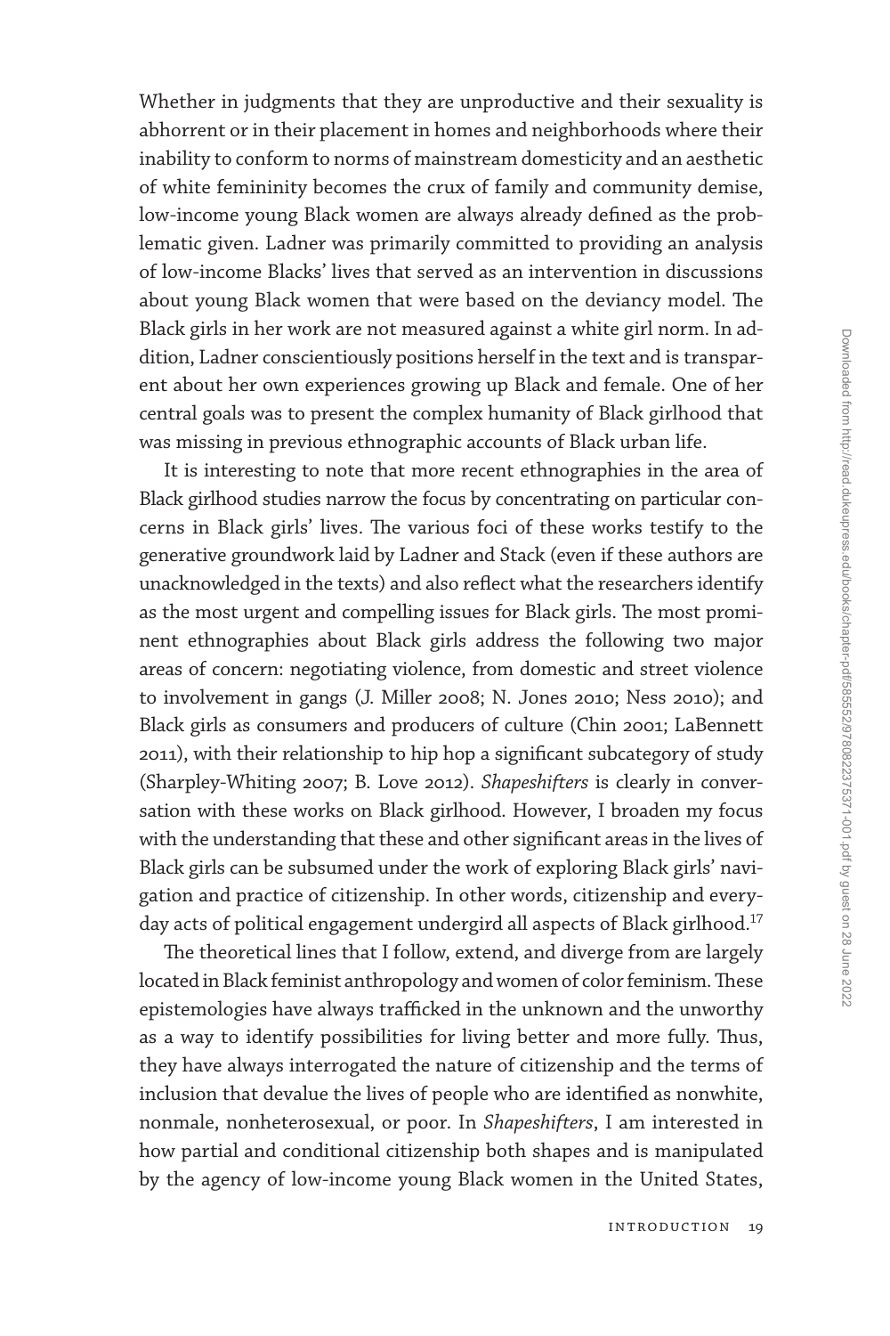Whether in judgments that they are unproductive and their sexuality is abhorrent or in their placement in homes and neighborhoods where their inability to conform to norms of mainstream domesticity and an aesthetic of white femininity becomes the crux of family and community demise, low-income young Black women are always already defined as the problematic given. Ladner was primarily committed to providing an analysis of low-income Blacks' lives that served as an intervention in discussions about young Black women that were based on the deviancy model. The Black girls in her work are not measured against a white girl norm. In addition, Ladner conscientiously positions herself in the text and is transparent about her own experiences growing up Black and female. One of her central goals was to present the complex humanity of Black girlhood that was missing in previous ethnographic accounts of Black urban life.

It is interesting to note that more recent ethnographies in the area of Black girlhood studies narrow the focus by concentrating on particular concerns in Black girls' lives. The various foci of these works testify to the generative groundwork laid by Ladner and Stack (even if these authors are unacknowledged in the texts) and also reflect what the researchers identify as the most urgent and compelling issues for Black girls. The most prominent ethnographies about Black girls address the following two major areas of concern: negotiating violence, from domestic and street violence to involvement in gangs (J. Miller 2008; N. Jones 2010; Ness 2010); and Black girls as consumers and producers of culture (Chin 2001; LaBennett 2011), with their relationship to hip hop a significant subcategory of study (Sharpley-Whiting 2007; B. Love 2012). *Shapeshifters* is clearly in conversation with these works on Black girlhood. However, I broaden my focus with the understanding that these and other significant areas in the lives of Black girls can be subsumed under the work of exploring Black girls' navigation and practice of citizenship. In other words, citizenship and everyday acts of political engagement undergird all aspects of Black girlhood.[17]

The theoretical lines that I follow, extend, and diverge from are largely located in Black feminist anthropology and women of color feminism. These epistemologies have always trafficked in the unknown and the unworthy as a way to identify possibilities for living better and more fully. Thus, they have always interrogated the nature of citizenship and the terms of inclusion that devalue the lives of people who are identified as nonwhite, nonmale, nonheterosexual, or poor. In *Shapeshifters*, I am interested in how partial and conditional citizenship both shapes and is manipulated by the agency of low-income young Black women in the United States,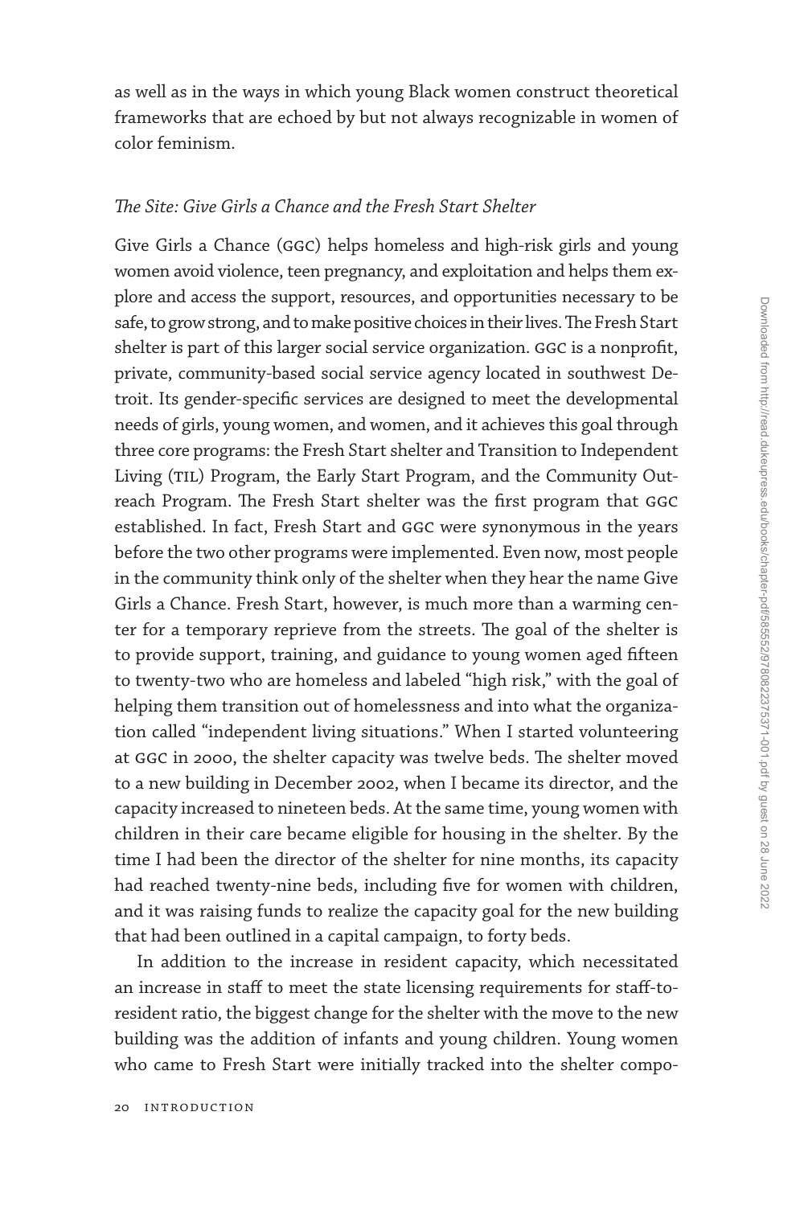as well as in the ways in which young Black women construct theoretical frameworks that are echoed by but not always recognizable in women of color feminism.

### *The Site: Give Girls a Chance and the Fresh Start Shelter*

Give Girls a Chance (GGC) helps homeless and high-risk girls and young women avoid violence, teen pregnancy, and exploitation and helps them explore and access the support, resources, and opportunities necessary to be safe, to grow strong, and to make positive choices in their lives. The Fresh Start shelter is part of this larger social service organization. GGC is a nonprofit, private, community-based social service agency located in southwest Detroit. Its gender-specific services are designed to meet the developmental needs of girls, young women, and women, and it achieves this goal through three core programs: the Fresh Start shelter and Transition to Independent Living (TIL) Program, the Early Start Program, and the Community Outreach Program. The Fresh Start shelter was the first program that GGC established. In fact, Fresh Start and GGC were synonymous in the years before the two other programs were implemented. Even now, most people in the community think only of the shelter when they hear the name Give Girls a Chance. Fresh Start, however, is much more than a warming center for a temporary reprieve from the streets. The goal of the shelter is to provide support, training, and guidance to young women aged fifteen to twenty-two who are homeless and labeled "high risk," with the goal of helping them transition out of homelessness and into what the organization called "independent living situations." When I started volunteering at GGC in 2000, the shelter capacity was twelve beds. The shelter moved to a new building in December 2002, when I became its director, and the capacity increased to nineteen beds. At the same time, young women with children in their care became eligible for housing in the shelter. By the time I had been the director of the shelter for nine months, its capacity had reached twenty-nine beds, including five for women with children, and it was raising funds to realize the capacity goal for the new building that had been outlined in a capital campaign, to forty beds.

In addition to the increase in resident capacity, which necessitated an increase in staff to meet the state licensing requirements for staff-to-resident ratio, the biggest change for the shelter with the move to the new building was the addition of infants and young children. Young women who came to Fresh Start were initially tracked into the shelter compo-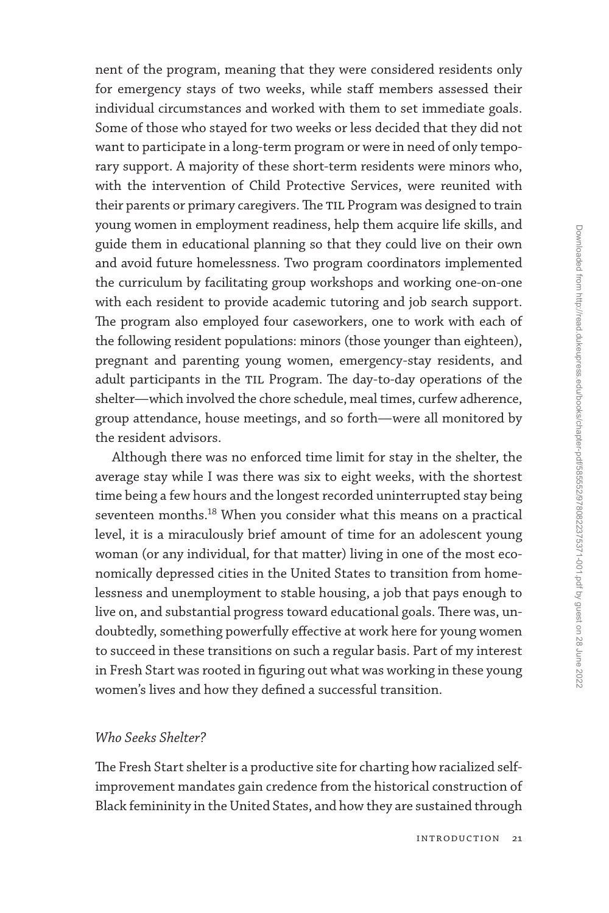nent of the program, meaning that they were considered residents only for emergency stays of two weeks, while staff members assessed their individual circumstances and worked with them to set immediate goals. Some of those who stayed for two weeks or less decided that they did not want to participate in a long-term program or were in need of only temporary support. A majority of these short-term residents were minors who, with the intervention of Child Protective Services, were reunited with their parents or primary caregivers. The TIL Program was designed to train young women in employment readiness, help them acquire life skills, and guide them in educational planning so that they could live on their own and avoid future homelessness. Two program coordinators implemented the curriculum by facilitating group workshops and working one-on-one with each resident to provide academic tutoring and job search support. The program also employed four caseworkers, one to work with each of the following resident populations: minors (those younger than eighteen), pregnant and parenting young women, emergency-stay residents, and adult participants in the TIL Program. The day-to-day operations of the shelter—which involved the chore schedule, meal times, curfew adherence, group attendance, house meetings, and so forth—were all monitored by the resident advisors.

Although there was no enforced time limit for stay in the shelter, the average stay while I was there was six to eight weeks, with the shortest time being a few hours and the longest recorded uninterrupted stay being seventeen months.[18] When you consider what this means on a practical level, it is a miraculously brief amount of time for an adolescent young woman (or any individual, for that matter) living in one of the most economically depressed cities in the United States to transition from homelessness and unemployment to stable housing, a job that pays enough to live on, and substantial progress toward educational goals. There was, undoubtedly, something powerfully effective at work here for young women to succeed in these transitions on such a regular basis. Part of my interest in Fresh Start was rooted in figuring out what was working in these young women's lives and how they defined a successful transition.

### *Who Seeks Shelter?*

The Fresh Start shelter is a productive site for charting how racialized self-improvement mandates gain credence from the historical construction of Black femininity in the United States, and how they are sustained through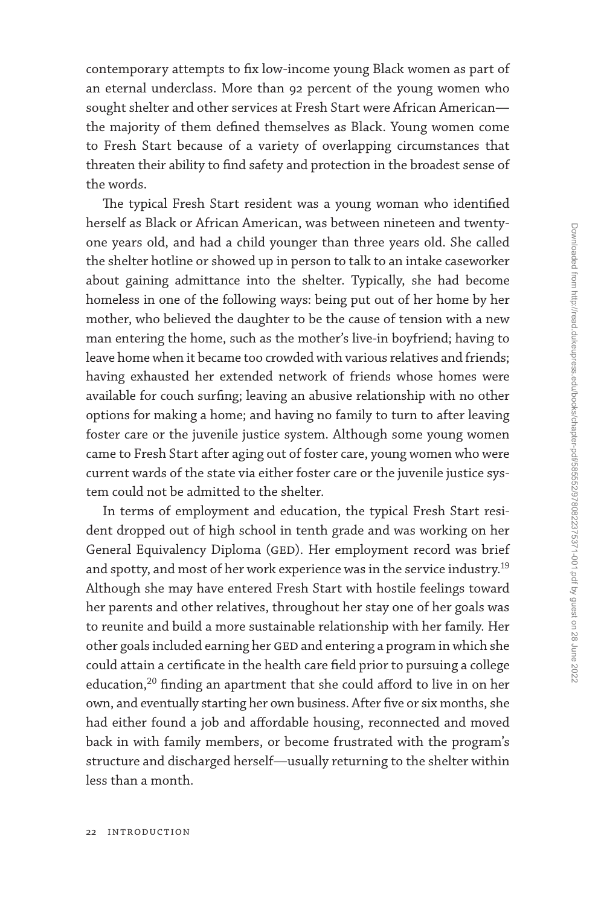contemporary attempts to fix low-income young Black women as part of an eternal underclass. More than 92 percent of the young women who sought shelter and other services at Fresh Start were African American—the majority of them defined themselves as Black. Young women come to Fresh Start because of a variety of overlapping circumstances that threaten their ability to find safety and protection in the broadest sense of the words.

The typical Fresh Start resident was a young woman who identified herself as Black or African American, was between nineteen and twenty-one years old, and had a child younger than three years old. She called the shelter hotline or showed up in person to talk to an intake caseworker about gaining admittance into the shelter. Typically, she had become homeless in one of the following ways: being put out of her home by her mother, who believed the daughter to be the cause of tension with a new man entering the home, such as the mother's live-in boyfriend; having to leave home when it became too crowded with various relatives and friends; having exhausted her extended network of friends whose homes were available for couch surfing; leaving an abusive relationship with no other options for making a home; and having no family to turn to after leaving foster care or the juvenile justice system. Although some young women came to Fresh Start after aging out of foster care, young women who were current wards of the state via either foster care or the juvenile justice system could not be admitted to the shelter.

In terms of employment and education, the typical Fresh Start resident dropped out of high school in tenth grade and was working on her General Equivalency Diploma (GED). Her employment record was brief and spotty, and most of her work experience was in the service industry.[19] Although she may have entered Fresh Start with hostile feelings toward her parents and other relatives, throughout her stay one of her goals was to reunite and build a more sustainable relationship with her family. Her other goals included earning her GED and entering a program in which she could attain a certificate in the health care field prior to pursuing a college education,[20] finding an apartment that she could afford to live in on her own, and eventually starting her own business. After five or six months, she had either found a job and affordable housing, reconnected and moved back in with family members, or become frustrated with the program's structure and discharged herself—usually returning to the shelter within less than a month.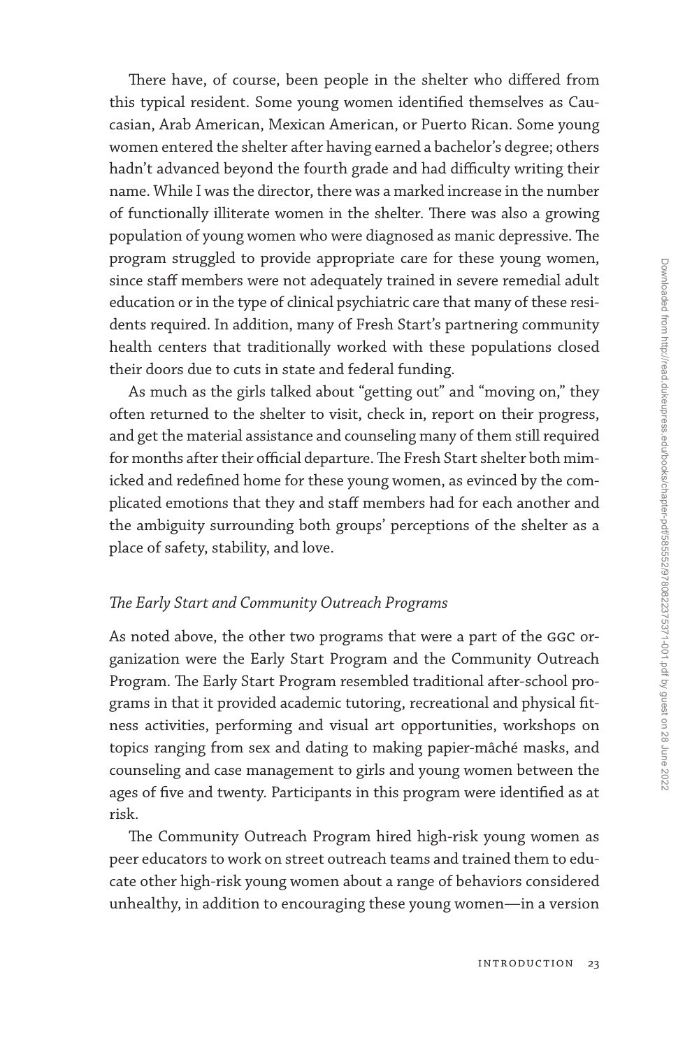There have, of course, been people in the shelter who differed from this typical resident. Some young women identified themselves as Caucasian, Arab American, Mexican American, or Puerto Rican. Some young women entered the shelter after having earned a bachelor's degree; others hadn't advanced beyond the fourth grade and had difficulty writing their name. While I was the director, there was a marked increase in the number of functionally illiterate women in the shelter. There was also a growing population of young women who were diagnosed as manic depressive. The program struggled to provide appropriate care for these young women, since staff members were not adequately trained in severe remedial adult education or in the type of clinical psychiatric care that many of these residents required. In addition, many of Fresh Start's partnering community health centers that traditionally worked with these populations closed their doors due to cuts in state and federal funding.

As much as the girls talked about "getting out" and "moving on," they often returned to the shelter to visit, check in, report on their progress, and get the material assistance and counseling many of them still required for months after their official departure. The Fresh Start shelter both mimicked and redefined home for these young women, as evinced by the complicated emotions that they and staff members had for each another and the ambiguity surrounding both groups' perceptions of the shelter as a place of safety, stability, and love.

### *The Early Start and Community Outreach Programs*

As noted above, the other two programs that were a part of the GGC organization were the Early Start Program and the Community Outreach Program. The Early Start Program resembled traditional after-school programs in that it provided academic tutoring, recreational and physical fitness activities, performing and visual art opportunities, workshops on topics ranging from sex and dating to making papier-mâché masks, and counseling and case management to girls and young women between the ages of five and twenty. Participants in this program were identified as at risk.

The Community Outreach Program hired high-risk young women as peer educators to work on street outreach teams and trained them to educate other high-risk young women about a range of behaviors considered unhealthy, in addition to encouraging these young women—in a version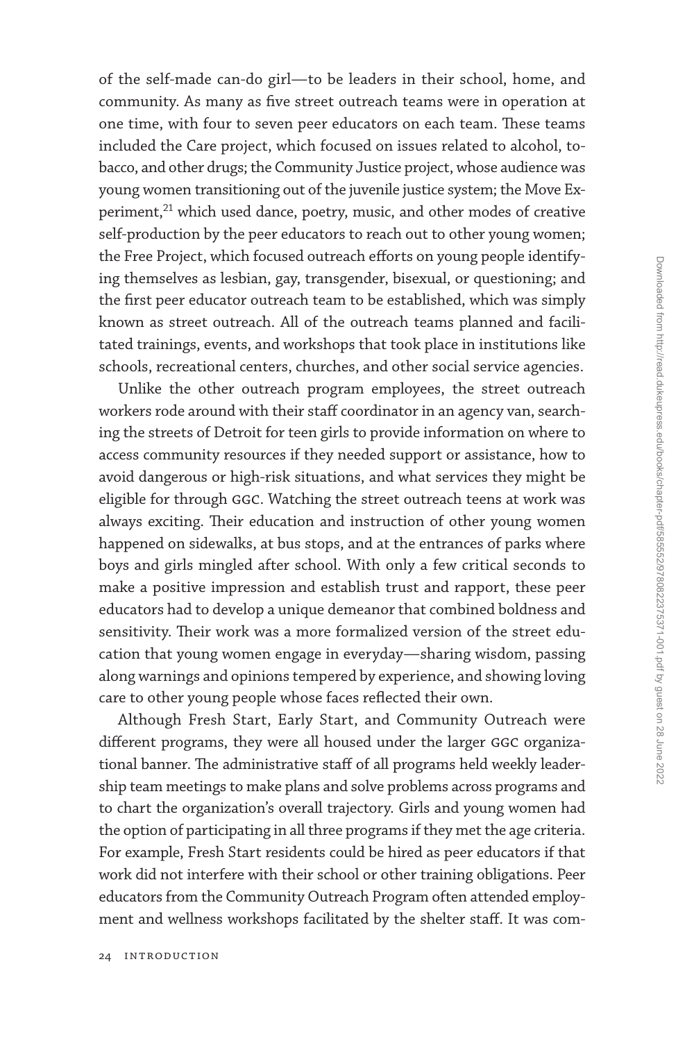of the self-made can-do girl—to be leaders in their school, home, and community. As many as five street outreach teams were in operation at one time, with four to seven peer educators on each team. These teams included the Care project, which focused on issues related to alcohol, tobacco, and other drugs; the Community Justice project, whose audience was young women transitioning out of the juvenile justice system; the Move Experiment,[21] which used dance, poetry, music, and other modes of creative self-production by the peer educators to reach out to other young women; the Free Project, which focused outreach efforts on young people identifying themselves as lesbian, gay, transgender, bisexual, or questioning; and the first peer educator outreach team to be established, which was simply known as street outreach. All of the outreach teams planned and facilitated trainings, events, and workshops that took place in institutions like schools, recreational centers, churches, and other social service agencies.

Unlike the other outreach program employees, the street outreach workers rode around with their staff coordinator in an agency van, searching the streets of Detroit for teen girls to provide information on where to access community resources if they needed support or assistance, how to avoid dangerous or high-risk situations, and what services they might be eligible for through GGC. Watching the street outreach teens at work was always exciting. Their education and instruction of other young women happened on sidewalks, at bus stops, and at the entrances of parks where boys and girls mingled after school. With only a few critical seconds to make a positive impression and establish trust and rapport, these peer educators had to develop a unique demeanor that combined boldness and sensitivity. Their work was a more formalized version of the street education that young women engage in everyday—sharing wisdom, passing along warnings and opinions tempered by experience, and showing loving care to other young people whose faces reflected their own.

Although Fresh Start, Early Start, and Community Outreach were different programs, they were all housed under the larger GGC organizational banner. The administrative staff of all programs held weekly leadership team meetings to make plans and solve problems across programs and to chart the organization's overall trajectory. Girls and young women had the option of participating in all three programs if they met the age criteria. For example, Fresh Start residents could be hired as peer educators if that work did not interfere with their school or other training obligations. Peer educators from the Community Outreach Program often attended employment and wellness workshops facilitated by the shelter staff. It was com-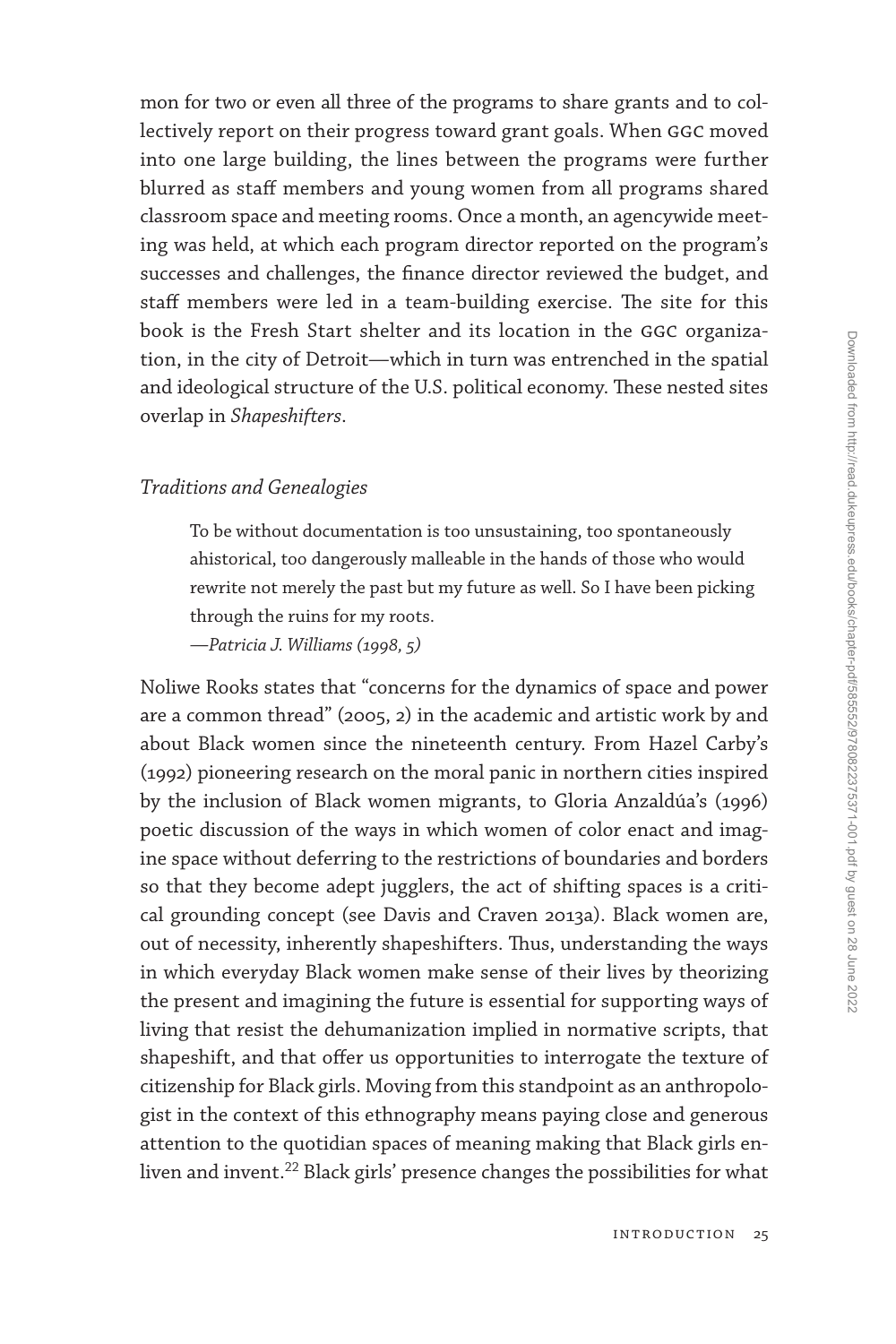mon for two or even all three of the programs to share grants and to collectively report on their progress toward grant goals. When GGC moved into one large building, the lines between the programs were further blurred as staff members and young women from all programs shared classroom space and meeting rooms. Once a month, an agencywide meeting was held, at which each program director reported on the program's successes and challenges, the finance director reviewed the budget, and staff members were led in a team-building exercise. The site for this book is the Fresh Start shelter and its location in the GGC organization, in the city of Detroit—which in turn was entrenched in the spatial and ideological structure of the U.S. political economy. These nested sites overlap in *Shapeshifters*.

### *Traditions and Genealogies*

> To be without documentation is too unsustaining, too spontaneously ahistorical, too dangerously malleable in the hands of those who would rewrite not merely the past but my future as well. So I have been picking through the ruins for my roots.
>
> —*Patricia J. Williams (1998, 5)*

Noliwe Rooks states that "concerns for the dynamics of space and power are a common thread" (2005, 2) in the academic and artistic work by and about Black women since the nineteenth century. From Hazel Carby's (1992) pioneering research on the moral panic in northern cities inspired by the inclusion of Black women migrants, to Gloria Anzaldúa's (1996) poetic discussion of the ways in which women of color enact and imagine space without deferring to the restrictions of boundaries and borders so that they become adept jugglers, the act of shifting spaces is a critical grounding concept (see Davis and Craven 2013a). Black women are, out of necessity, inherently shapeshifters. Thus, understanding the ways in which everyday Black women make sense of their lives by theorizing the present and imagining the future is essential for supporting ways of living that resist the dehumanization implied in normative scripts, that shapeshift, and that offer us opportunities to interrogate the texture of citizenship for Black girls. Moving from this standpoint as an anthropologist in the context of this ethnography means paying close and generous attention to the quotidian spaces of meaning making that Black girls enliven and invent.[22] Black girls' presence changes the possibilities for what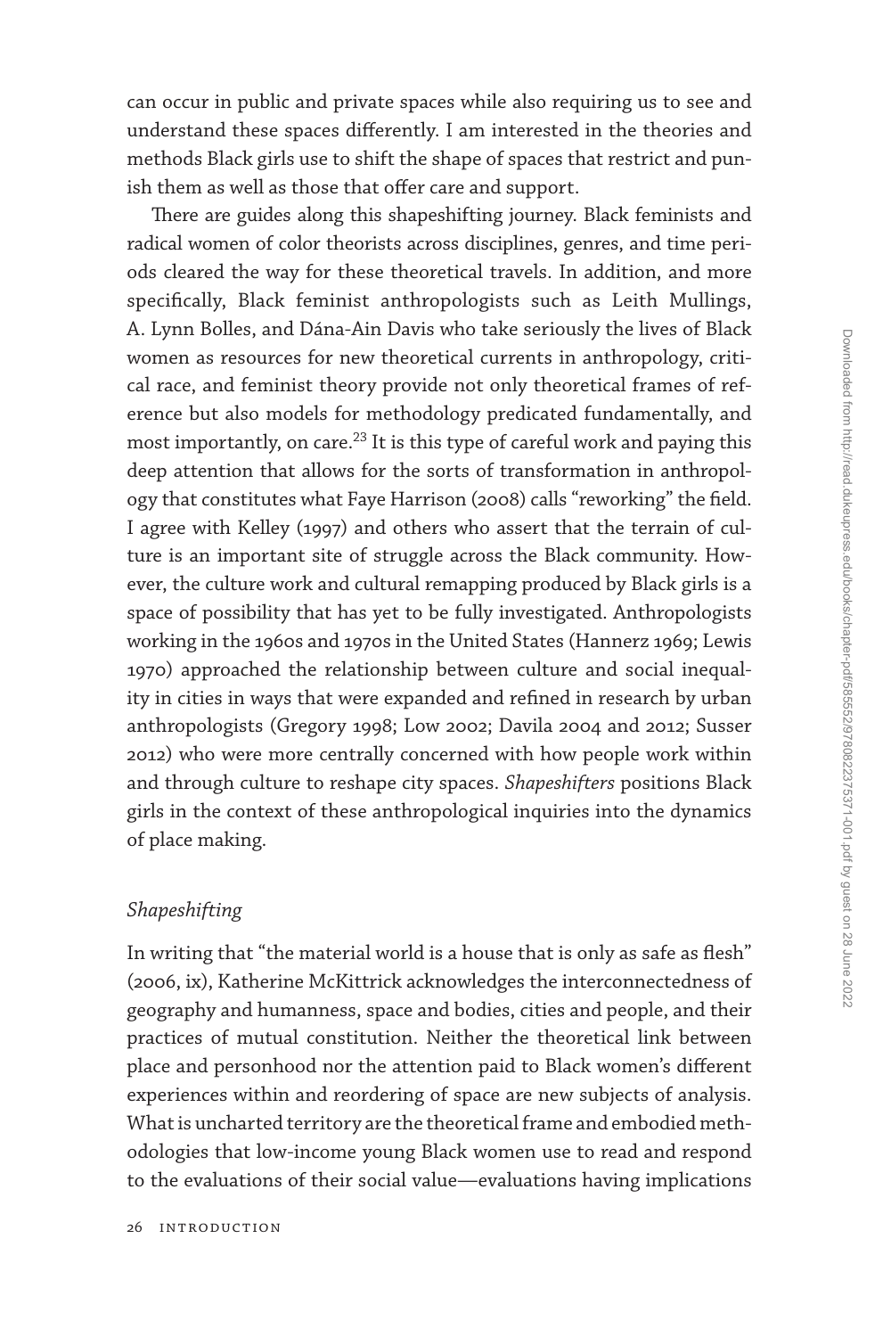can occur in public and private spaces while also requiring us to see and understand these spaces differently. I am interested in the theories and methods Black girls use to shift the shape of spaces that restrict and punish them as well as those that offer care and support.

There are guides along this shapeshifting journey. Black feminists and radical women of color theorists across disciplines, genres, and time periods cleared the way for these theoretical travels. In addition, and more specifically, Black feminist anthropologists such as Leith Mullings, A. Lynn Bolles, and Dána-Ain Davis who take seriously the lives of Black women as resources for new theoretical currents in anthropology, critical race, and feminist theory provide not only theoretical frames of reference but also models for methodology predicated fundamentally, and most importantly, on care.[23] It is this type of careful work and paying this deep attention that allows for the sorts of transformation in anthropology that constitutes what Faye Harrison (2008) calls "reworking" the field. I agree with Kelley (1997) and others who assert that the terrain of culture is an important site of struggle across the Black community. However, the culture work and cultural remapping produced by Black girls is a space of possibility that has yet to be fully investigated. Anthropologists working in the 1960s and 1970s in the United States (Hannerz 1969; Lewis 1970) approached the relationship between culture and social inequality in cities in ways that were expanded and refined in research by urban anthropologists (Gregory 1998; Low 2002; Davila 2004 and 2012; Susser 2012) who were more centrally concerned with how people work within and through culture to reshape city spaces. *Shapeshifters* positions Black girls in the context of these anthropological inquiries into the dynamics of place making.

### *Shapeshifting*

In writing that "the material world is a house that is only as safe as flesh" (2006, ix), Katherine McKittrick acknowledges the interconnectedness of geography and humanness, space and bodies, cities and people, and their practices of mutual constitution. Neither the theoretical link between place and personhood nor the attention paid to Black women's different experiences within and reordering of space are new subjects of analysis. What is uncharted territory are the theoretical frame and embodied methodologies that low-income young Black women use to read and respond to the evaluations of their social value—evaluations having implications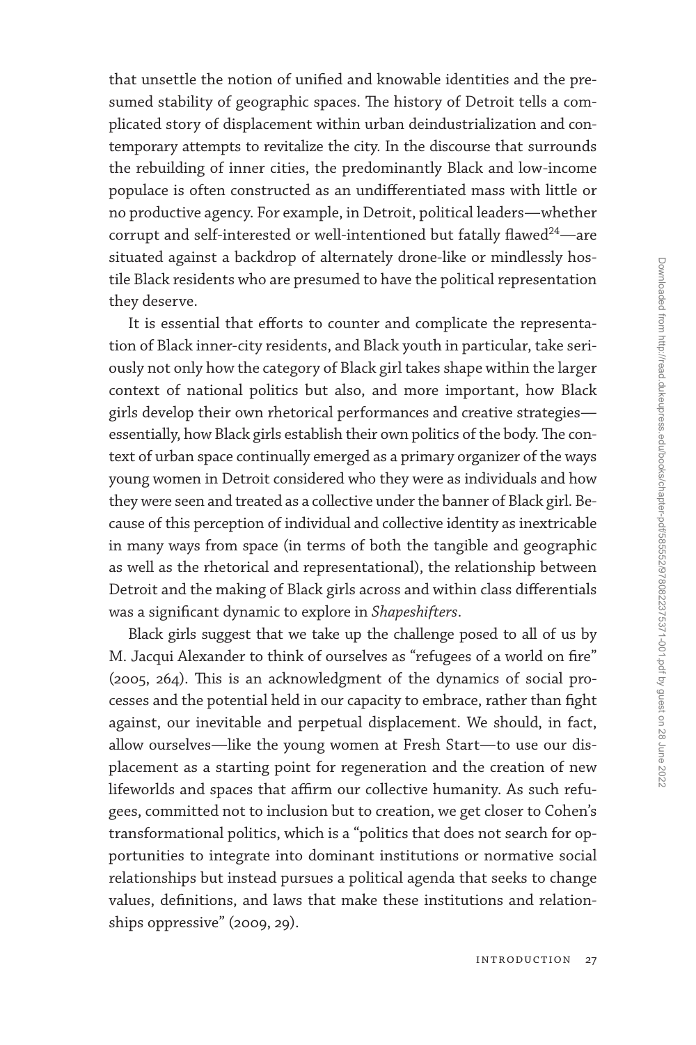that unsettle the notion of unified and knowable identities and the presumed stability of geographic spaces. The history of Detroit tells a complicated story of displacement within urban deindustrialization and contemporary attempts to revitalize the city. In the discourse that surrounds the rebuilding of inner cities, the predominantly Black and low-income populace is often constructed as an undifferentiated mass with little or no productive agency. For example, in Detroit, political leaders—whether corrupt and self-interested or well-intentioned but fatally flawed[24]—are situated against a backdrop of alternately drone-like or mindlessly hostile Black residents who are presumed to have the political representation they deserve.

It is essential that efforts to counter and complicate the representation of Black inner-city residents, and Black youth in particular, take seriously not only how the category of Black girl takes shape within the larger context of national politics but also, and more important, how Black girls develop their own rhetorical performances and creative strategies—essentially, how Black girls establish their own politics of the body. The context of urban space continually emerged as a primary organizer of the ways young women in Detroit considered who they were as individuals and how they were seen and treated as a collective under the banner of Black girl. Because of this perception of individual and collective identity as inextricable in many ways from space (in terms of both the tangible and geographic as well as the rhetorical and representational), the relationship between Detroit and the making of Black girls across and within class differentials was a significant dynamic to explore in *Shapeshifters*.

Black girls suggest that we take up the challenge posed to all of us by M. Jacqui Alexander to think of ourselves as "refugees of a world on fire" (2005, 264). This is an acknowledgment of the dynamics of social processes and the potential held in our capacity to embrace, rather than fight against, our inevitable and perpetual displacement. We should, in fact, allow ourselves—like the young women at Fresh Start—to use our displacement as a starting point for regeneration and the creation of new lifeworlds and spaces that affirm our collective humanity. As such refugees, committed not to inclusion but to creation, we get closer to Cohen's transformational politics, which is a "politics that does not search for opportunities to integrate into dominant institutions or normative social relationships but instead pursues a political agenda that seeks to change values, definitions, and laws that make these institutions and relationships oppressive" (2009, 29).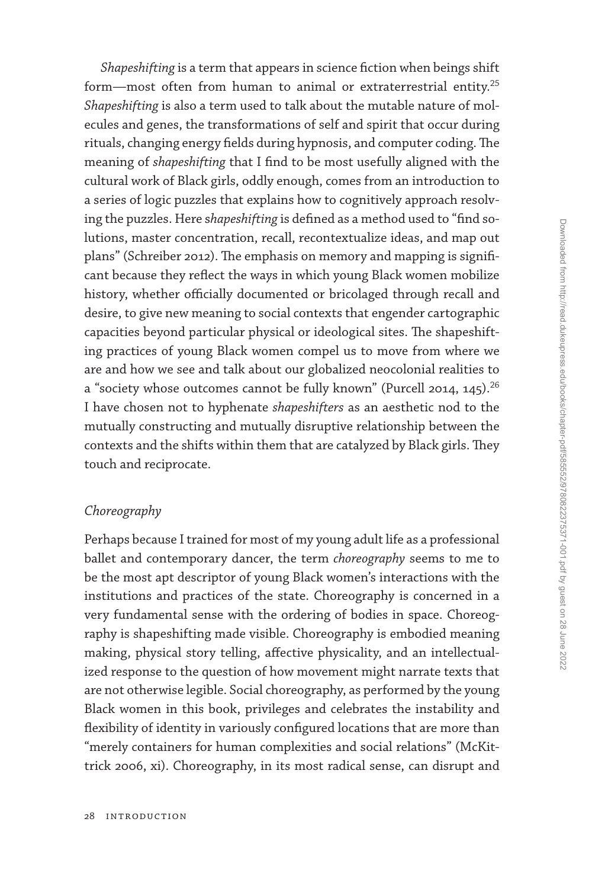*Shapeshifting* is a term that appears in science fiction when beings shift form—most often from human to animal or extraterrestrial entity.[25] *Shapeshifting* is also a term used to talk about the mutable nature of molecules and genes, the transformations of self and spirit that occur during rituals, changing energy fields during hypnosis, and computer coding. The meaning of *shapeshifting* that I find to be most usefully aligned with the cultural work of Black girls, oddly enough, comes from an introduction to a series of logic puzzles that explains how to cognitively approach resolving the puzzles. Here *shapeshifting* is defined as a method used to "find solutions, master concentration, recall, recontextualize ideas, and map out plans" (Schreiber 2012). The emphasis on memory and mapping is significant because they reflect the ways in which young Black women mobilize history, whether officially documented or bricolaged through recall and desire, to give new meaning to social contexts that engender cartographic capacities beyond particular physical or ideological sites. The shapeshifting practices of young Black women compel us to move from where we are and how we see and talk about our globalized neocolonial realities to a "society whose outcomes cannot be fully known" (Purcell 2014, 145).[26] I have chosen not to hyphenate *shapeshifters* as an aesthetic nod to the mutually constructing and mutually disruptive relationship between the contexts and the shifts within them that are catalyzed by Black girls. They touch and reciprocate.

### *Choreography*

Perhaps because I trained for most of my young adult life as a professional ballet and contemporary dancer, the term *choreography* seems to me to be the most apt descriptor of young Black women's interactions with the institutions and practices of the state. Choreography is concerned in a very fundamental sense with the ordering of bodies in space. Choreography is shapeshifting made visible. Choreography is embodied meaning making, physical story telling, affective physicality, and an intellectualized response to the question of how movement might narrate texts that are not otherwise legible. Social choreography, as performed by the young Black women in this book, privileges and celebrates the instability and flexibility of identity in variously configured locations that are more than "merely containers for human complexities and social relations" (McKittrick 2006, xi). Choreography, in its most radical sense, can disrupt and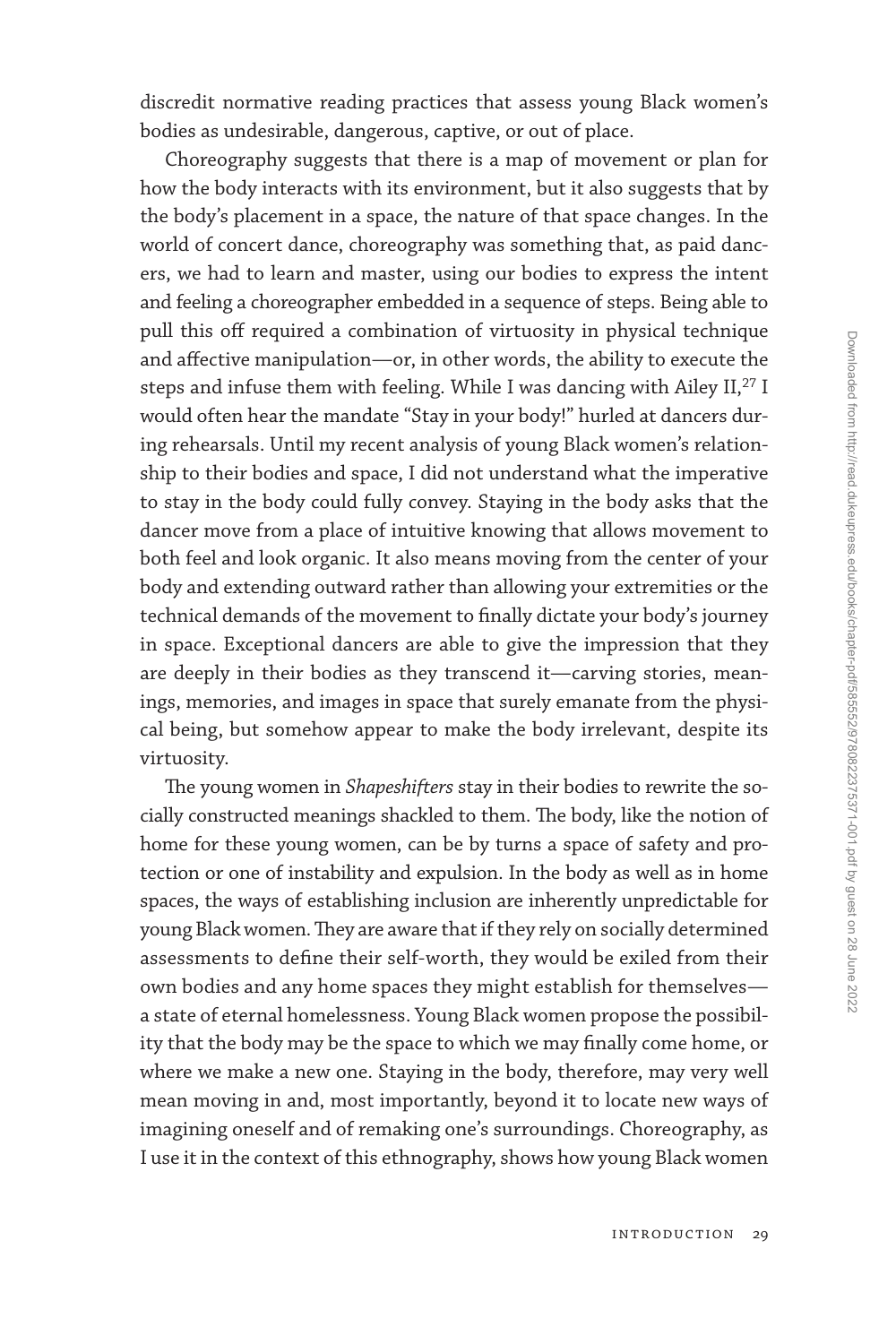discredit normative reading practices that assess young Black women's bodies as undesirable, dangerous, captive, or out of place.

Choreography suggests that there is a map of movement or plan for how the body interacts with its environment, but it also suggests that by the body's placement in a space, the nature of that space changes. In the world of concert dance, choreography was something that, as paid dancers, we had to learn and master, using our bodies to express the intent and feeling a choreographer embedded in a sequence of steps. Being able to pull this off required a combination of virtuosity in physical technique and affective manipulation—or, in other words, the ability to execute the steps and infuse them with feeling. While I was dancing with Ailey II,[27] I would often hear the mandate "Stay in your body!" hurled at dancers during rehearsals. Until my recent analysis of young Black women's relationship to their bodies and space, I did not understand what the imperative to stay in the body could fully convey. Staying in the body asks that the dancer move from a place of intuitive knowing that allows movement to both feel and look organic. It also means moving from the center of your body and extending outward rather than allowing your extremities or the technical demands of the movement to finally dictate your body's journey in space. Exceptional dancers are able to give the impression that they are deeply in their bodies as they transcend it—carving stories, meanings, memories, and images in space that surely emanate from the physical being, but somehow appear to make the body irrelevant, despite its virtuosity.

The young women in *Shapeshifters* stay in their bodies to rewrite the socially constructed meanings shackled to them. The body, like the notion of home for these young women, can be by turns a space of safety and protection or one of instability and expulsion. In the body as well as in home spaces, the ways of establishing inclusion are inherently unpredictable for young Black women. They are aware that if they rely on socially determined assessments to define their self-worth, they would be exiled from their own bodies and any home spaces they might establish for themselves—a state of eternal homelessness. Young Black women propose the possibility that the body may be the space to which we may finally come home, or where we make a new one. Staying in the body, therefore, may very well mean moving in and, most importantly, beyond it to locate new ways of imagining oneself and of remaking one's surroundings. Choreography, as I use it in the context of this ethnography, shows how young Black women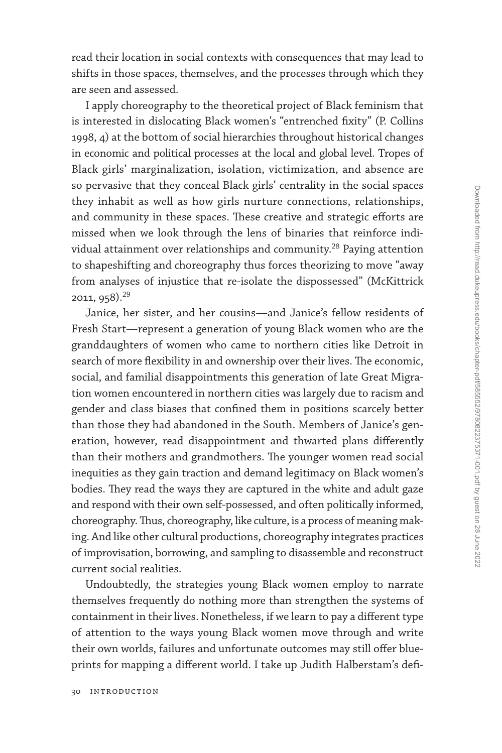read their location in social contexts with consequences that may lead to shifts in those spaces, themselves, and the processes through which they are seen and assessed.

I apply choreography to the theoretical project of Black feminism that is interested in dislocating Black women's "entrenched fixity" (P. Collins 1998, 4) at the bottom of social hierarchies throughout historical changes in economic and political processes at the local and global level. Tropes of Black girls' marginalization, isolation, victimization, and absence are so pervasive that they conceal Black girls' centrality in the social spaces they inhabit as well as how girls nurture connections, relationships, and community in these spaces. These creative and strategic efforts are missed when we look through the lens of binaries that reinforce individual attainment over relationships and community.[28] Paying attention to shapeshifting and choreography thus forces theorizing to move "away from analyses of injustice that re-isolate the dispossessed" (McKittrick 2011, 958).[29]

Janice, her sister, and her cousins—and Janice's fellow residents of Fresh Start—represent a generation of young Black women who are the granddaughters of women who came to northern cities like Detroit in search of more flexibility in and ownership over their lives. The economic, social, and familial disappointments this generation of late Great Migration women encountered in northern cities was largely due to racism and gender and class biases that confined them in positions scarcely better than those they had abandoned in the South. Members of Janice's generation, however, read disappointment and thwarted plans differently than their mothers and grandmothers. The younger women read social inequities as they gain traction and demand legitimacy on Black women's bodies. They read the ways they are captured in the white and adult gaze and respond with their own self-possessed, and often politically informed, choreography. Thus, choreography, like culture, is a process of meaning making. And like other cultural productions, choreography integrates practices of improvisation, borrowing, and sampling to disassemble and reconstruct current social realities.

Undoubtedly, the strategies young Black women employ to narrate themselves frequently do nothing more than strengthen the systems of containment in their lives. Nonetheless, if we learn to pay a different type of attention to the ways young Black women move through and write their own worlds, failures and unfortunate outcomes may still offer blueprints for mapping a different world. I take up Judith Halberstam's defi-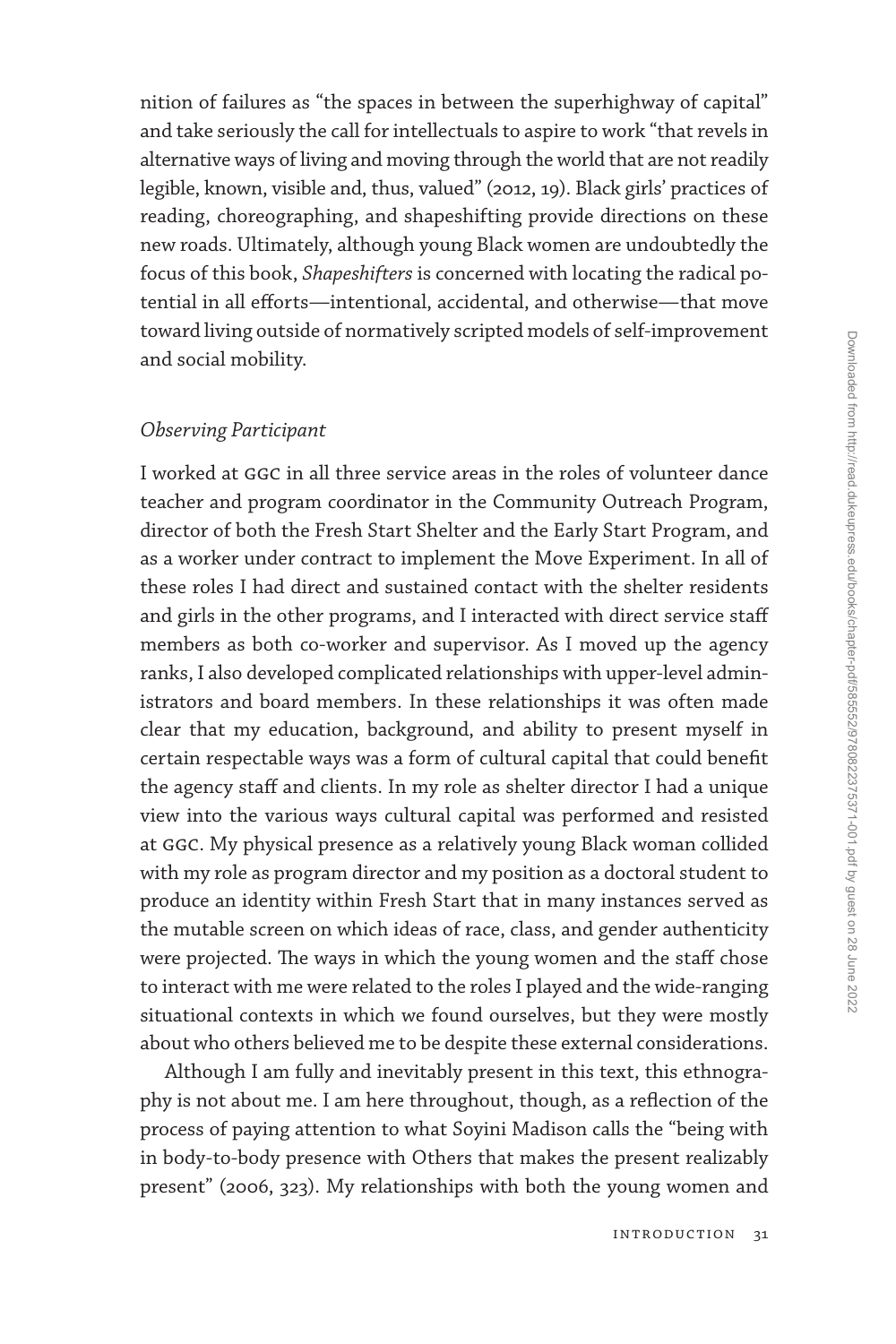nition of failures as "the spaces in between the superhighway of capital" and take seriously the call for intellectuals to aspire to work "that revels in alternative ways of living and moving through the world that are not readily legible, known, visible and, thus, valued" (2012, 19). Black girls' practices of reading, choreographing, and shapeshifting provide directions on these new roads. Ultimately, although young Black women are undoubtedly the focus of this book, *Shapeshifters* is concerned with locating the radical potential in all efforts—intentional, accidental, and otherwise—that move toward living outside of normatively scripted models of self-improvement and social mobility.

### *Observing Participant*

I worked at GGC in all three service areas in the roles of volunteer dance teacher and program coordinator in the Community Outreach Program, director of both the Fresh Start Shelter and the Early Start Program, and as a worker under contract to implement the Move Experiment. In all of these roles I had direct and sustained contact with the shelter residents and girls in the other programs, and I interacted with direct service staff members as both co-worker and supervisor. As I moved up the agency ranks, I also developed complicated relationships with upper-level administrators and board members. In these relationships it was often made clear that my education, background, and ability to present myself in certain respectable ways was a form of cultural capital that could benefit the agency staff and clients. In my role as shelter director I had a unique view into the various ways cultural capital was performed and resisted at GGC. My physical presence as a relatively young Black woman collided with my role as program director and my position as a doctoral student to produce an identity within Fresh Start that in many instances served as the mutable screen on which ideas of race, class, and gender authenticity were projected. The ways in which the young women and the staff chose to interact with me were related to the roles I played and the wide-ranging situational contexts in which we found ourselves, but they were mostly about who others believed me to be despite these external considerations.

Although I am fully and inevitably present in this text, this ethnography is not about me. I am here throughout, though, as a reflection of the process of paying attention to what Soyini Madison calls the "being with in body-to-body presence with Others that makes the present realizably present" (2006, 323). My relationships with both the young women and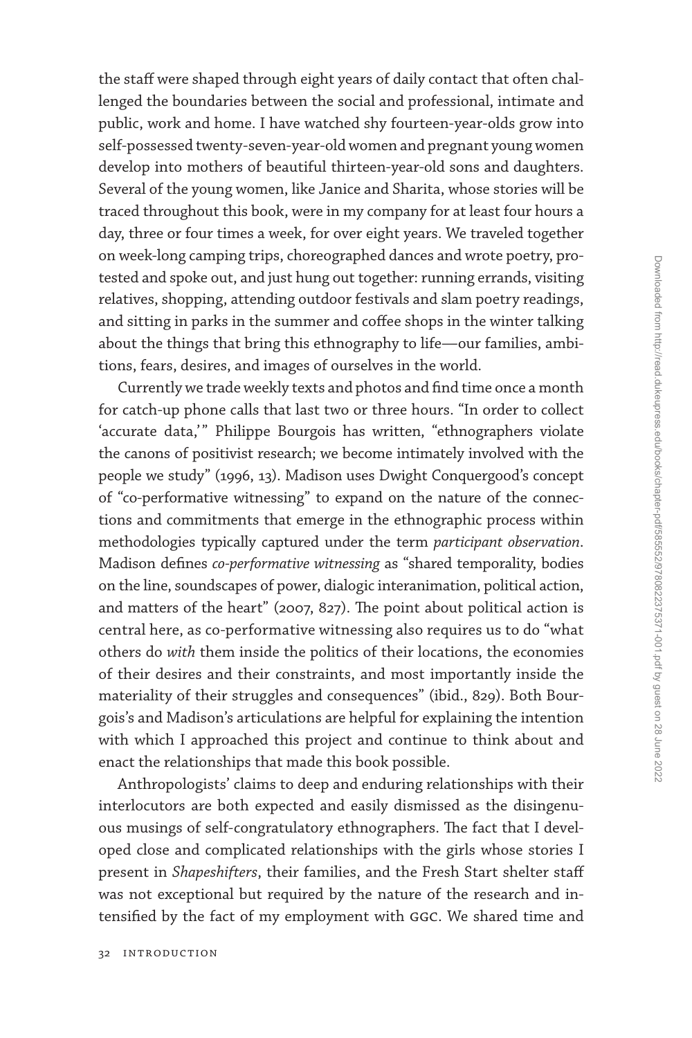the staff were shaped through eight years of daily contact that often challenged the boundaries between the social and professional, intimate and public, work and home. I have watched shy fourteen-year-olds grow into self-possessed twenty-seven-year-old women and pregnant young women develop into mothers of beautiful thirteen-year-old sons and daughters. Several of the young women, like Janice and Sharita, whose stories will be traced throughout this book, were in my company for at least four hours a day, three or four times a week, for over eight years. We traveled together on week-long camping trips, choreographed dances and wrote poetry, protested and spoke out, and just hung out together: running errands, visiting relatives, shopping, attending outdoor festivals and slam poetry readings, and sitting in parks in the summer and coffee shops in the winter talking about the things that bring this ethnography to life—our families, ambitions, fears, desires, and images of ourselves in the world.

Currently we trade weekly texts and photos and find time once a month for catch-up phone calls that last two or three hours. "In order to collect 'accurate data,'" Philippe Bourgois has written, "ethnographers violate the canons of positivist research; we become intimately involved with the people we study" (1996, 13). Madison uses Dwight Conquergood's concept of "co-performative witnessing" to expand on the nature of the connections and commitments that emerge in the ethnographic process within methodologies typically captured under the term *participant observation*. Madison defines *co-performative witnessing* as "shared temporality, bodies on the line, soundscapes of power, dialogic interanimation, political action, and matters of the heart" (2007, 827). The point about political action is central here, as co-performative witnessing also requires us to do "what others do *with* them inside the politics of their locations, the economies of their desires and their constraints, and most importantly inside the materiality of their struggles and consequences" (ibid., 829). Both Bourgois's and Madison's articulations are helpful for explaining the intention with which I approached this project and continue to think about and enact the relationships that made this book possible.

Anthropologists' claims to deep and enduring relationships with their interlocutors are both expected and easily dismissed as the disingenuous musings of self-congratulatory ethnographers. The fact that I developed close and complicated relationships with the girls whose stories I present in *Shapeshifters*, their families, and the Fresh Start shelter staff was not exceptional but required by the nature of the research and intensified by the fact of my employment with GGC. We shared time and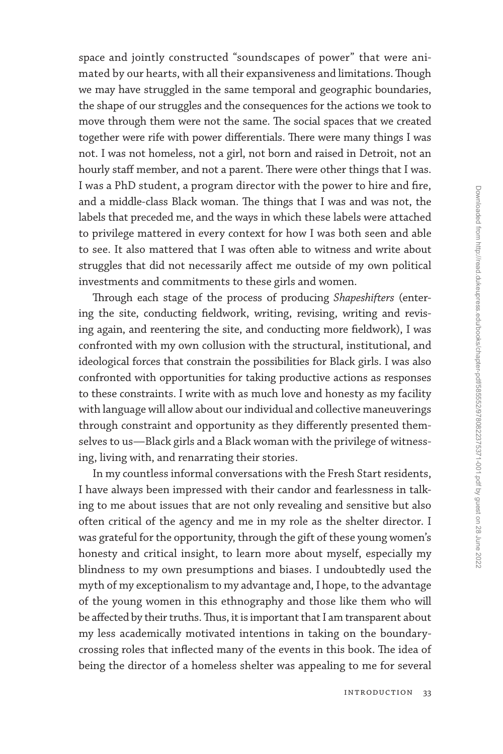space and jointly constructed "soundscapes of power" that were animated by our hearts, with all their expansiveness and limitations. Though we may have struggled in the same temporal and geographic boundaries, the shape of our struggles and the consequences for the actions we took to move through them were not the same. The social spaces that we created together were rife with power differentials. There were many things I was not. I was not homeless, not a girl, not born and raised in Detroit, not an hourly staff member, and not a parent. There were other things that I was. I was a PhD student, a program director with the power to hire and fire, and a middle-class Black woman. The things that I was and was not, the labels that preceded me, and the ways in which these labels were attached to privilege mattered in every context for how I was both seen and able to see. It also mattered that I was often able to witness and write about struggles that did not necessarily affect me outside of my own political investments and commitments to these girls and women.

Through each stage of the process of producing *Shapeshifters* (entering the site, conducting fieldwork, writing, revising, writing and revising again, and reentering the site, and conducting more fieldwork), I was confronted with my own collusion with the structural, institutional, and ideological forces that constrain the possibilities for Black girls. I was also confronted with opportunities for taking productive actions as responses to these constraints. I write with as much love and honesty as my facility with language will allow about our individual and collective maneuverings through constraint and opportunity as they differently presented themselves to us—Black girls and a Black woman with the privilege of witnessing, living with, and renarrating their stories.

In my countless informal conversations with the Fresh Start residents, I have always been impressed with their candor and fearlessness in talking to me about issues that are not only revealing and sensitive but also often critical of the agency and me in my role as the shelter director. I was grateful for the opportunity, through the gift of these young women's honesty and critical insight, to learn more about myself, especially my blindness to my own presumptions and biases. I undoubtedly used the myth of my exceptionalism to my advantage and, I hope, to the advantage of the young women in this ethnography and those like them who will be affected by their truths. Thus, it is important that I am transparent about my less academically motivated intentions in taking on the boundary-crossing roles that inflected many of the events in this book. The idea of being the director of a homeless shelter was appealing to me for several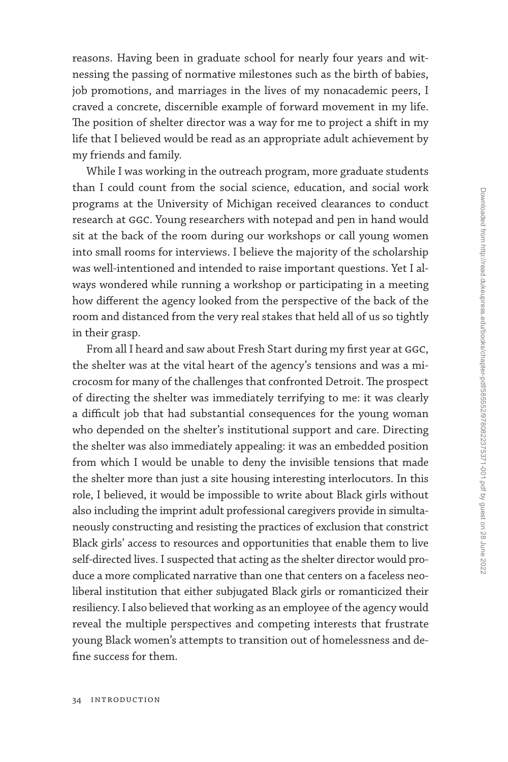reasons. Having been in graduate school for nearly four years and witnessing the passing of normative milestones such as the birth of babies, job promotions, and marriages in the lives of my nonacademic peers, I craved a concrete, discernible example of forward movement in my life. The position of shelter director was a way for me to project a shift in my life that I believed would be read as an appropriate adult achievement by my friends and family.

While I was working in the outreach program, more graduate students than I could count from the social science, education, and social work programs at the University of Michigan received clearances to conduct research at GGC. Young researchers with notepad and pen in hand would sit at the back of the room during our workshops or call young women into small rooms for interviews. I believe the majority of the scholarship was well-intentioned and intended to raise important questions. Yet I always wondered while running a workshop or participating in a meeting how different the agency looked from the perspective of the back of the room and distanced from the very real stakes that held all of us so tightly in their grasp.

From all I heard and saw about Fresh Start during my first year at GGC, the shelter was at the vital heart of the agency's tensions and was a microcosm for many of the challenges that confronted Detroit. The prospect of directing the shelter was immediately terrifying to me: it was clearly a difficult job that had substantial consequences for the young woman who depended on the shelter's institutional support and care. Directing the shelter was also immediately appealing: it was an embedded position from which I would be unable to deny the invisible tensions that made the shelter more than just a site housing interesting interlocutors. In this role, I believed, it would be impossible to write about Black girls without also including the imprint adult professional caregivers provide in simultaneously constructing and resisting the practices of exclusion that constrict Black girls' access to resources and opportunities that enable them to live self-directed lives. I suspected that acting as the shelter director would produce a more complicated narrative than one that centers on a faceless neoliberal institution that either subjugated Black girls or romanticized their resiliency. I also believed that working as an employee of the agency would reveal the multiple perspectives and competing interests that frustrate young Black women's attempts to transition out of homelessness and define success for them.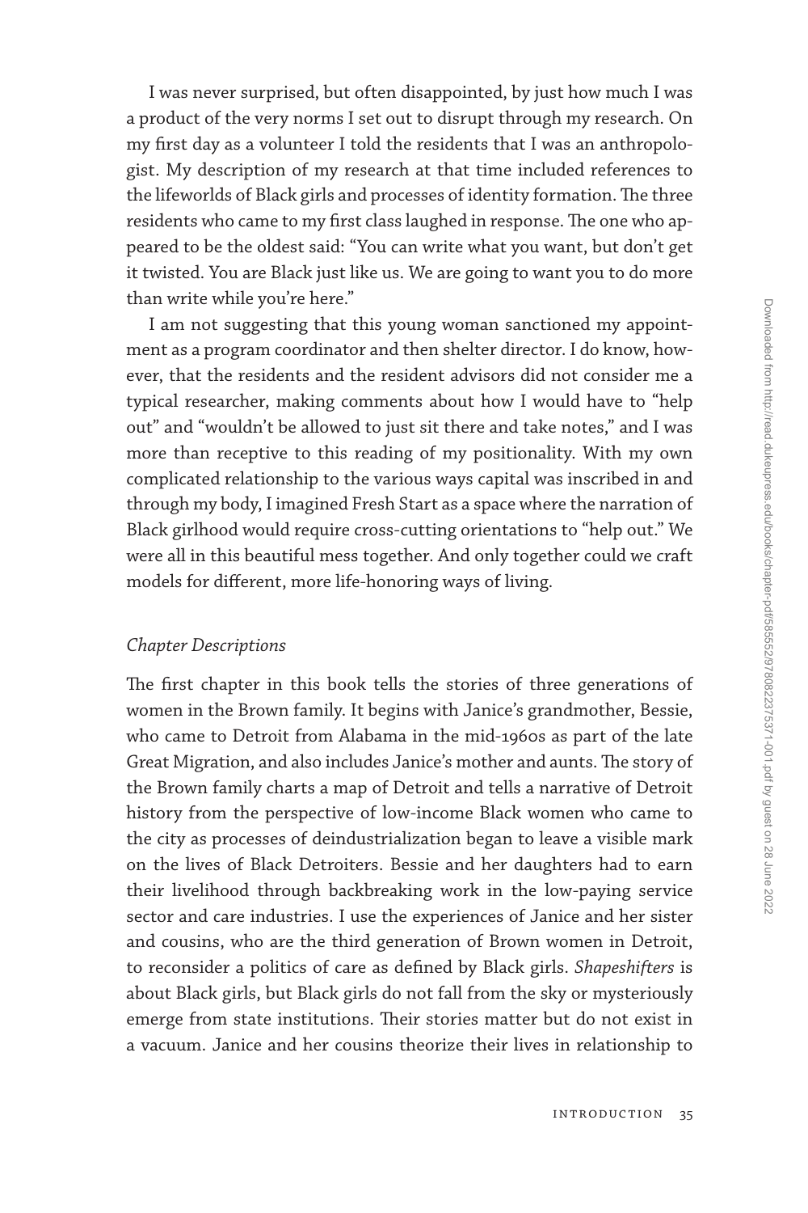I was never surprised, but often disappointed, by just how much I was a product of the very norms I set out to disrupt through my research. On my first day as a volunteer I told the residents that I was an anthropologist. My description of my research at that time included references to the lifeworlds of Black girls and processes of identity formation. The three residents who came to my first class laughed in response. The one who appeared to be the oldest said: "You can write what you want, but don't get it twisted. You are Black just like us. We are going to want you to do more than write while you're here."

I am not suggesting that this young woman sanctioned my appointment as a program coordinator and then shelter director. I do know, however, that the residents and the resident advisors did not consider me a typical researcher, making comments about how I would have to "help out" and "wouldn't be allowed to just sit there and take notes," and I was more than receptive to this reading of my positionality. With my own complicated relationship to the various ways capital was inscribed in and through my body, I imagined Fresh Start as a space where the narration of Black girlhood would require cross-cutting orientations to "help out." We were all in this beautiful mess together. And only together could we craft models for different, more life-honoring ways of living.

### *Chapter Descriptions*

The first chapter in this book tells the stories of three generations of women in the Brown family. It begins with Janice's grandmother, Bessie, who came to Detroit from Alabama in the mid-1960s as part of the late Great Migration, and also includes Janice's mother and aunts. The story of the Brown family charts a map of Detroit and tells a narrative of Detroit history from the perspective of low-income Black women who came to the city as processes of deindustrialization began to leave a visible mark on the lives of Black Detroiters. Bessie and her daughters had to earn their livelihood through backbreaking work in the low-paying service sector and care industries. I use the experiences of Janice and her sister and cousins, who are the third generation of Brown women in Detroit, to reconsider a politics of care as defined by Black girls. *Shapeshifters* is about Black girls, but Black girls do not fall from the sky or mysteriously emerge from state institutions. Their stories matter but do not exist in a vacuum. Janice and her cousins theorize their lives in relationship to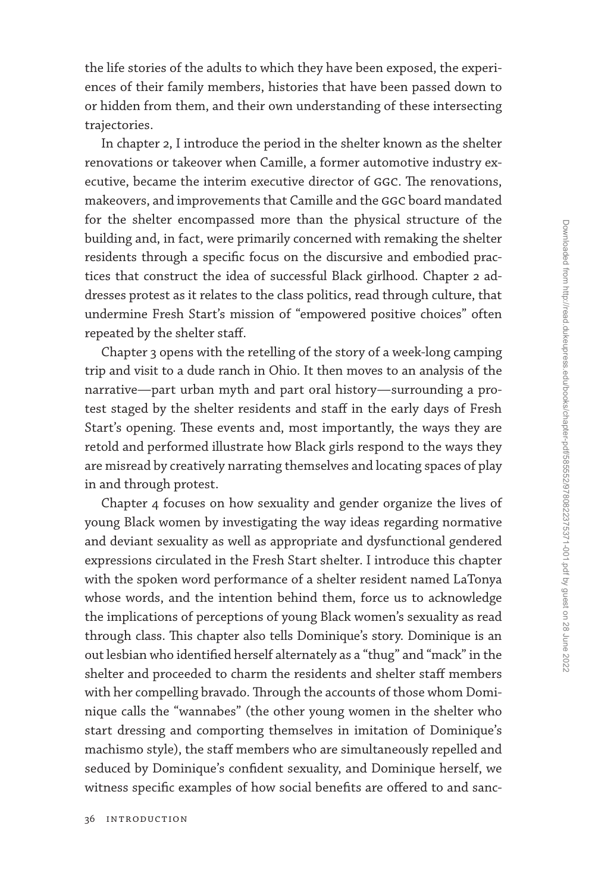the life stories of the adults to which they have been exposed, the experiences of their family members, histories that have been passed down to or hidden from them, and their own understanding of these intersecting trajectories.

In chapter 2, I introduce the period in the shelter known as the shelter renovations or takeover when Camille, a former automotive industry executive, became the interim executive director of GGC. The renovations, makeovers, and improvements that Camille and the GGC board mandated for the shelter encompassed more than the physical structure of the building and, in fact, were primarily concerned with remaking the shelter residents through a specific focus on the discursive and embodied practices that construct the idea of successful Black girlhood. Chapter 2 addresses protest as it relates to the class politics, read through culture, that undermine Fresh Start's mission of "empowered positive choices" often repeated by the shelter staff.

Chapter 3 opens with the retelling of the story of a week-long camping trip and visit to a dude ranch in Ohio. It then moves to an analysis of the narrative—part urban myth and part oral history—surrounding a protest staged by the shelter residents and staff in the early days of Fresh Start's opening. These events and, most importantly, the ways they are retold and performed illustrate how Black girls respond to the ways they are misread by creatively narrating themselves and locating spaces of play in and through protest.

Chapter 4 focuses on how sexuality and gender organize the lives of young Black women by investigating the way ideas regarding normative and deviant sexuality as well as appropriate and dysfunctional gendered expressions circulated in the Fresh Start shelter. I introduce this chapter with the spoken word performance of a shelter resident named LaTonya whose words, and the intention behind them, force us to acknowledge the implications of perceptions of young Black women's sexuality as read through class. This chapter also tells Dominique's story. Dominique is an out lesbian who identified herself alternately as a "thug" and "mack" in the shelter and proceeded to charm the residents and shelter staff members with her compelling bravado. Through the accounts of those whom Dominique calls the "wannabes" (the other young women in the shelter who start dressing and comporting themselves in imitation of Dominique's machismo style), the staff members who are simultaneously repelled and seduced by Dominique's confident sexuality, and Dominique herself, we witness specific examples of how social benefits are offered to and sanc-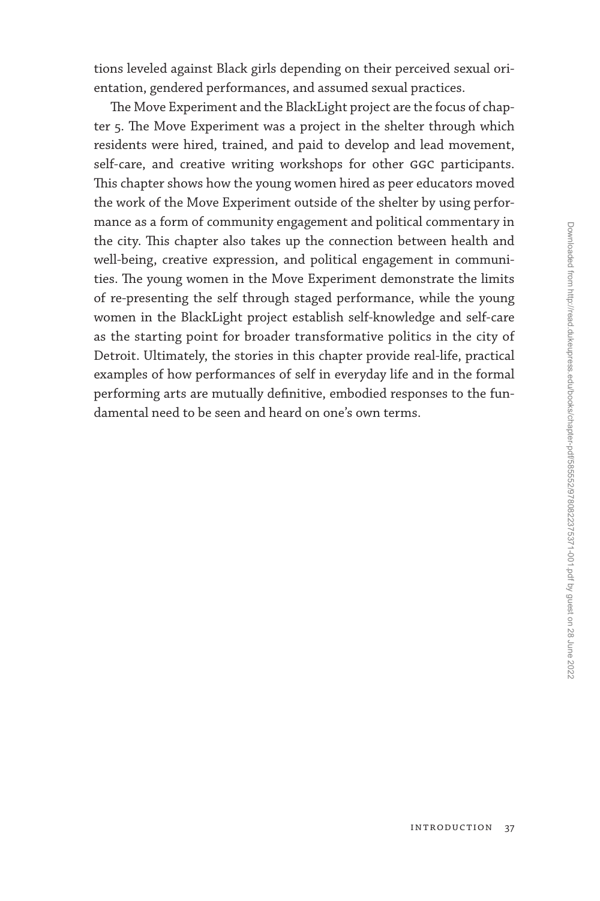tions leveled against Black girls depending on their perceived sexual orientation, gendered performances, and assumed sexual practices.

The Move Experiment and the BlackLight project are the focus of chapter 5. The Move Experiment was a project in the shelter through which residents were hired, trained, and paid to develop and lead movement, self-care, and creative writing workshops for other GGC participants. This chapter shows how the young women hired as peer educators moved the work of the Move Experiment outside of the shelter by using performance as a form of community engagement and political commentary in the city. This chapter also takes up the connection between health and well-being, creative expression, and political engagement in communities. The young women in the Move Experiment demonstrate the limits of re-presenting the self through staged performance, while the young women in the BlackLight project establish self-knowledge and self-care as the starting point for broader transformative politics in the city of Detroit. Ultimately, the stories in this chapter provide real-life, practical examples of how performances of self in everyday life and in the formal performing arts are mutually definitive, embodied responses to the fundamental need to be seen and heard on one's own terms.